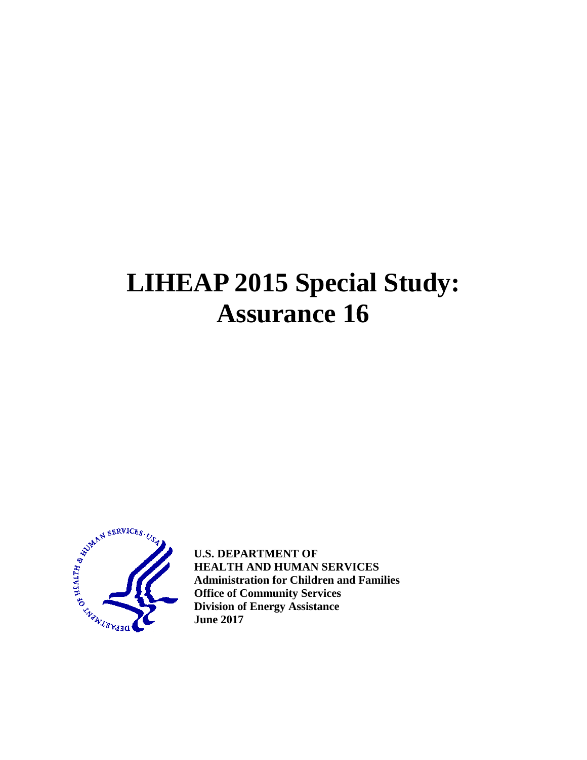# LIHEAP 2015 Special Study: Assurance 16

**U.S. DEPARTMENT OF**
**HEALTH AND HUMAN SERVICES**
**Administration for Children and Families**
**Office of Community Services**
**Division of Energy Assistance**
**June 2017**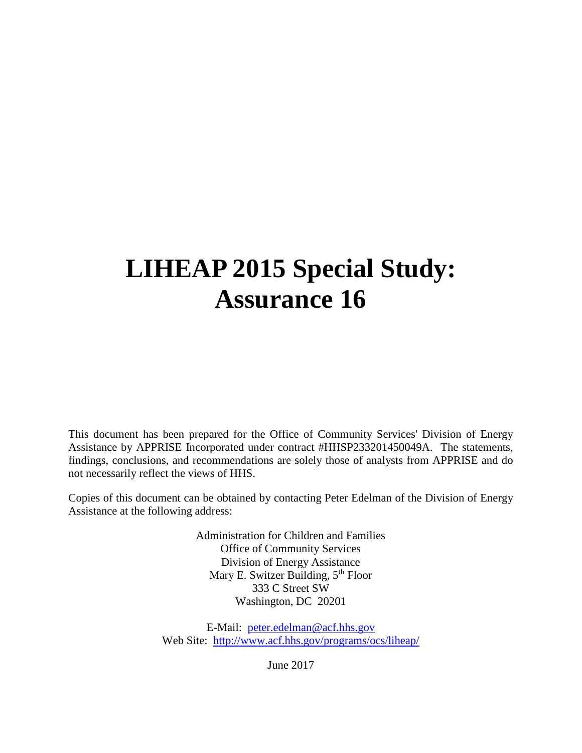# LIHEAP 2015 Special Study: Assurance 16

This document has been prepared for the Office of Community Services' Division of Energy Assistance by APPRISE Incorporated under contract #HHSP233201450049A. The statements, findings, conclusions, and recommendations are solely those of analysts from APPRISE and do not necessarily reflect the views of HHS.

Copies of this document can be obtained by contacting Peter Edelman of the Division of Energy Assistance at the following address:

Administration for Children and Families
Office of Community Services
Division of Energy Assistance
Mary E. Switzer Building, 5th Floor
333 C Street SW
Washington, DC 20201

E-Mail: peter.edelman@acf.hhs.gov
Web Site: http://www.acf.hhs.gov/programs/ocs/liheap/

June 2017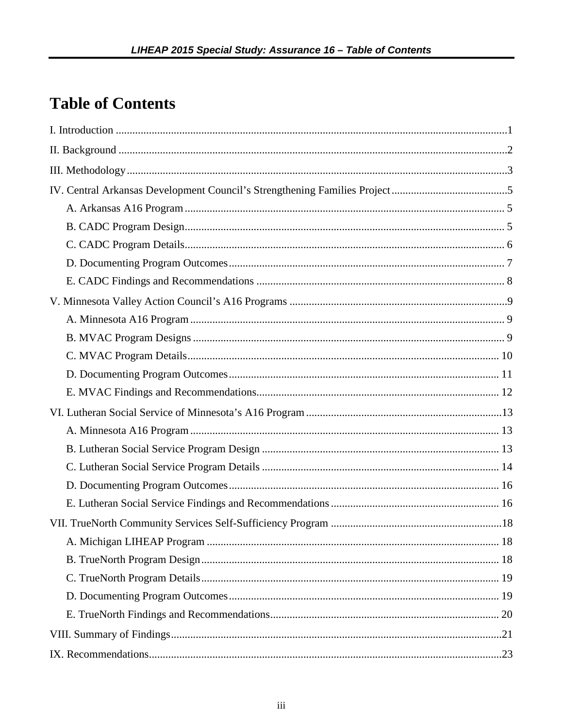# Table of Contents

I. Introduction ....................................................................................................................................1

II. Background ....................................................................................................................................2

III. Methodology..................................................................................................................................3

IV. Central Arkansas Development Council's Strengthening Families Project ..........................................5

- A. Arkansas A16 Program ........................................................................................................ 5
- B. CADC Program Design......................................................................................................... 5
- C. CADC Program Details......................................................................................................... 6
- D. Documenting Program Outcomes........................................................................................... 7
- E. CADC Findings and Recommendations .................................................................................. 8

V. Minnesota Valley Action Council's A16 Programs ...............................................................................9

- A. Minnesota A16 Program ....................................................................................................... 9
- B. MVAC Program Designs ....................................................................................................... 9
- C. MVAC Program Details....................................................................................................... 10
- D. Documenting Program Outcomes......................................................................................... 11
- E. MVAC Findings and Recommendations................................................................................ 12

VI. Lutheran Social Service of Minnesota's A16 Program.......................................................................13

- A. Minnesota A16 Program ...................................................................................................... 13
- B. Lutheran Social Service Program Design ............................................................................. 13
- C. Lutheran Social Service Program Details ............................................................................. 14
- D. Documenting Program Outcomes......................................................................................... 16
- E. Lutheran Social Service Findings and Recommendations ...................................................... 16

VII. TrueNorth Community Services Self-Sufficiency Program ..............................................................18

- A. Michigan LIHEAP Program ................................................................................................. 18
- B. TrueNorth Program Design.................................................................................................. 18
- C. TrueNorth Program Details.................................................................................................. 19
- D. Documenting Program Outcomes......................................................................................... 19
- E. TrueNorth Findings and Recommendations........................................................................... 20

VIII. Summary of Findings..................................................................................................................21

IX. Recommendations..........................................................................................................................23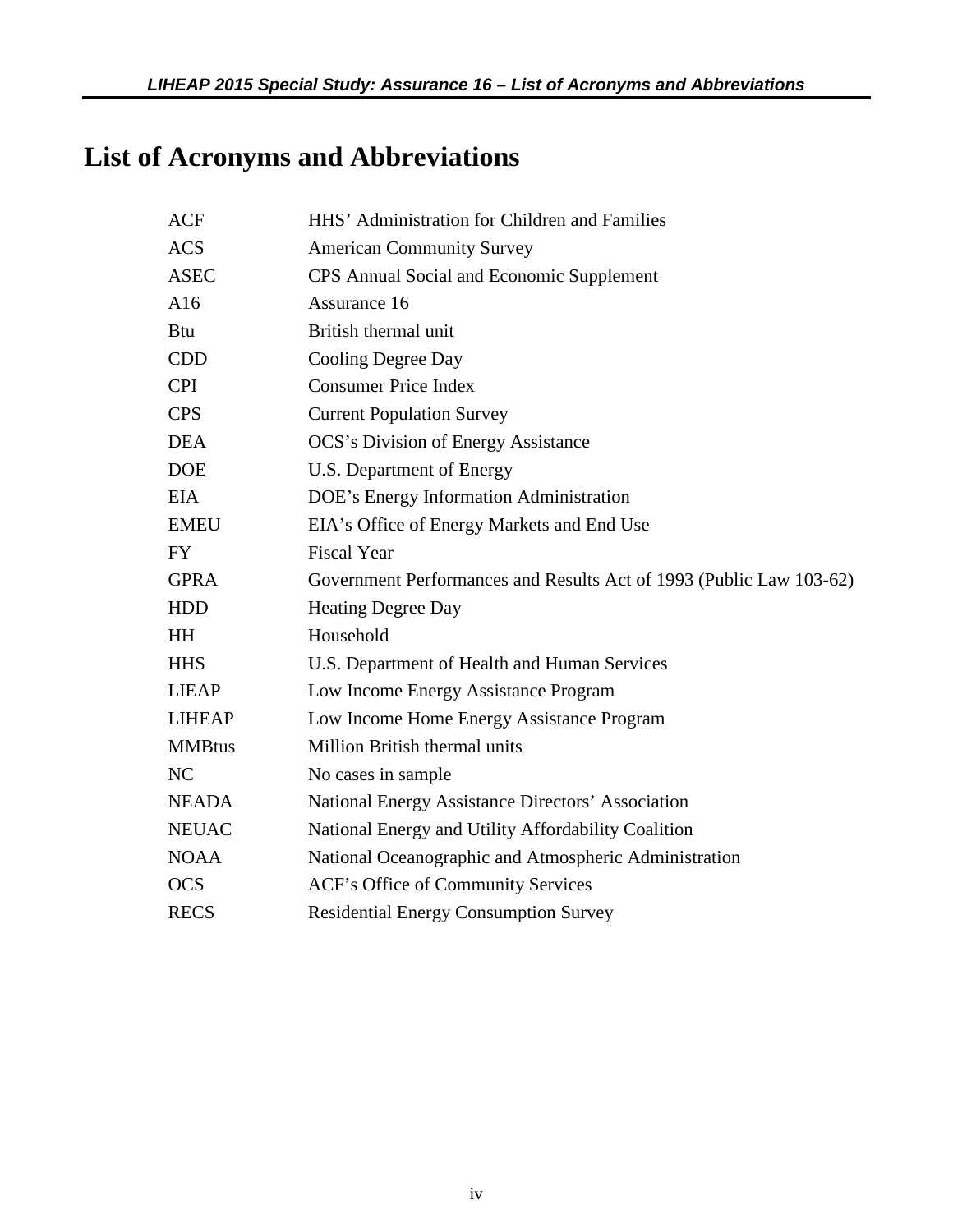# List of Acronyms and Abbreviations

| | |
|---|---|
| ACF | HHS' Administration for Children and Families |
| ACS | American Community Survey |
| ASEC | CPS Annual Social and Economic Supplement |
| A16 | Assurance 16 |
| Btu | British thermal unit |
| CDD | Cooling Degree Day |
| CPI | Consumer Price Index |
| CPS | Current Population Survey |
| DEA | OCS's Division of Energy Assistance |
| DOE | U.S. Department of Energy |
| EIA | DOE's Energy Information Administration |
| EMEU | EIA's Office of Energy Markets and End Use |
| FY | Fiscal Year |
| GPRA | Government Performances and Results Act of 1993 (Public Law 103-62) |
| HDD | Heating Degree Day |
| HH | Household |
| HHS | U.S. Department of Health and Human Services |
| LIEAP | Low Income Energy Assistance Program |
| LIHEAP | Low Income Home Energy Assistance Program |
| MMBtus | Million British thermal units |
| NC | No cases in sample |
| NEADA | National Energy Assistance Directors' Association |
| NEUAC | National Energy and Utility Affordability Coalition |
| NOAA | National Oceanographic and Atmospheric Administration |
| OCS | ACF's Office of Community Services |
| RECS | Residential Energy Consumption Survey |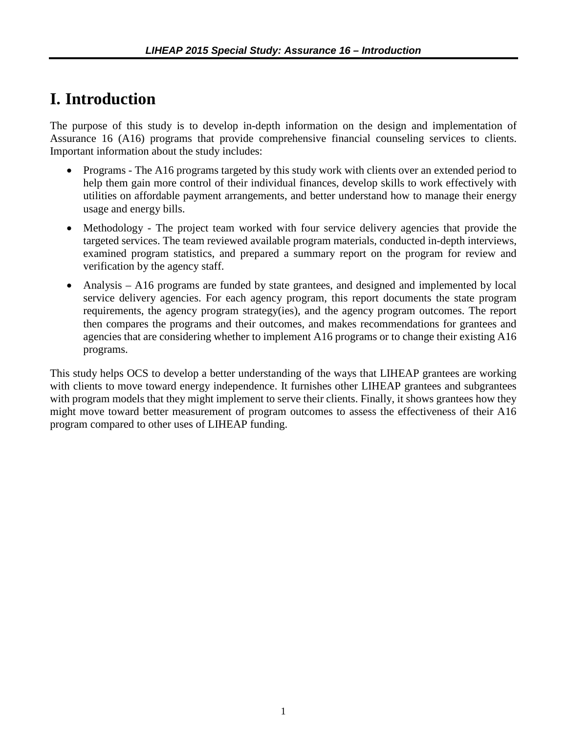# I. Introduction

The purpose of this study is to develop in-depth information on the design and implementation of Assurance 16 (A16) programs that provide comprehensive financial counseling services to clients. Important information about the study includes:

- Programs - The A16 programs targeted by this study work with clients over an extended period to help them gain more control of their individual finances, develop skills to work effectively with utilities on affordable payment arrangements, and better understand how to manage their energy usage and energy bills.
- Methodology - The project team worked with four service delivery agencies that provide the targeted services. The team reviewed available program materials, conducted in-depth interviews, examined program statistics, and prepared a summary report on the program for review and verification by the agency staff.
- Analysis – A16 programs are funded by state grantees, and designed and implemented by local service delivery agencies. For each agency program, this report documents the state program requirements, the agency program strategy(ies), and the agency program outcomes. The report then compares the programs and their outcomes, and makes recommendations for grantees and agencies that are considering whether to implement A16 programs or to change their existing A16 programs.

This study helps OCS to develop a better understanding of the ways that LIHEAP grantees are working with clients to move toward energy independence. It furnishes other LIHEAP grantees and subgrantees with program models that they might implement to serve their clients. Finally, it shows grantees how they might move toward better measurement of program outcomes to assess the effectiveness of their A16 program compared to other uses of LIHEAP funding.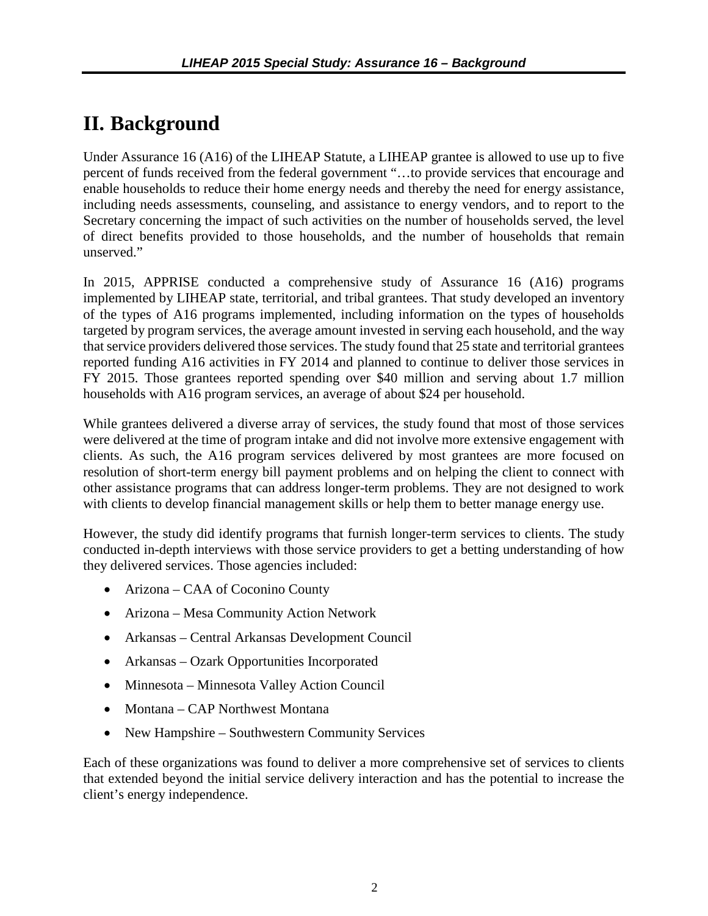# II. Background

Under Assurance 16 (A16) of the LIHEAP Statute, a LIHEAP grantee is allowed to use up to five percent of funds received from the federal government "…to provide services that encourage and enable households to reduce their home energy needs and thereby the need for energy assistance, including needs assessments, counseling, and assistance to energy vendors, and to report to the Secretary concerning the impact of such activities on the number of households served, the level of direct benefits provided to those households, and the number of households that remain unserved."

In 2015, APPRISE conducted a comprehensive study of Assurance 16 (A16) programs implemented by LIHEAP state, territorial, and tribal grantees. That study developed an inventory of the types of A16 programs implemented, including information on the types of households targeted by program services, the average amount invested in serving each household, and the way that service providers delivered those services. The study found that 25 state and territorial grantees reported funding A16 activities in FY 2014 and planned to continue to deliver those services in FY 2015. Those grantees reported spending over $40 million and serving about 1.7 million households with A16 program services, an average of about $24 per household.

While grantees delivered a diverse array of services, the study found that most of those services were delivered at the time of program intake and did not involve more extensive engagement with clients. As such, the A16 program services delivered by most grantees are more focused on resolution of short-term energy bill payment problems and on helping the client to connect with other assistance programs that can address longer-term problems. They are not designed to work with clients to develop financial management skills or help them to better manage energy use.

However, the study did identify programs that furnish longer-term services to clients. The study conducted in-depth interviews with those service providers to get a betting understanding of how they delivered services. Those agencies included:

- Arizona – CAA of Coconino County
- Arizona – Mesa Community Action Network
- Arkansas – Central Arkansas Development Council
- Arkansas – Ozark Opportunities Incorporated
- Minnesota – Minnesota Valley Action Council
- Montana – CAP Northwest Montana
- New Hampshire – Southwestern Community Services

Each of these organizations was found to deliver a more comprehensive set of services to clients that extended beyond the initial service delivery interaction and has the potential to increase the client's energy independence.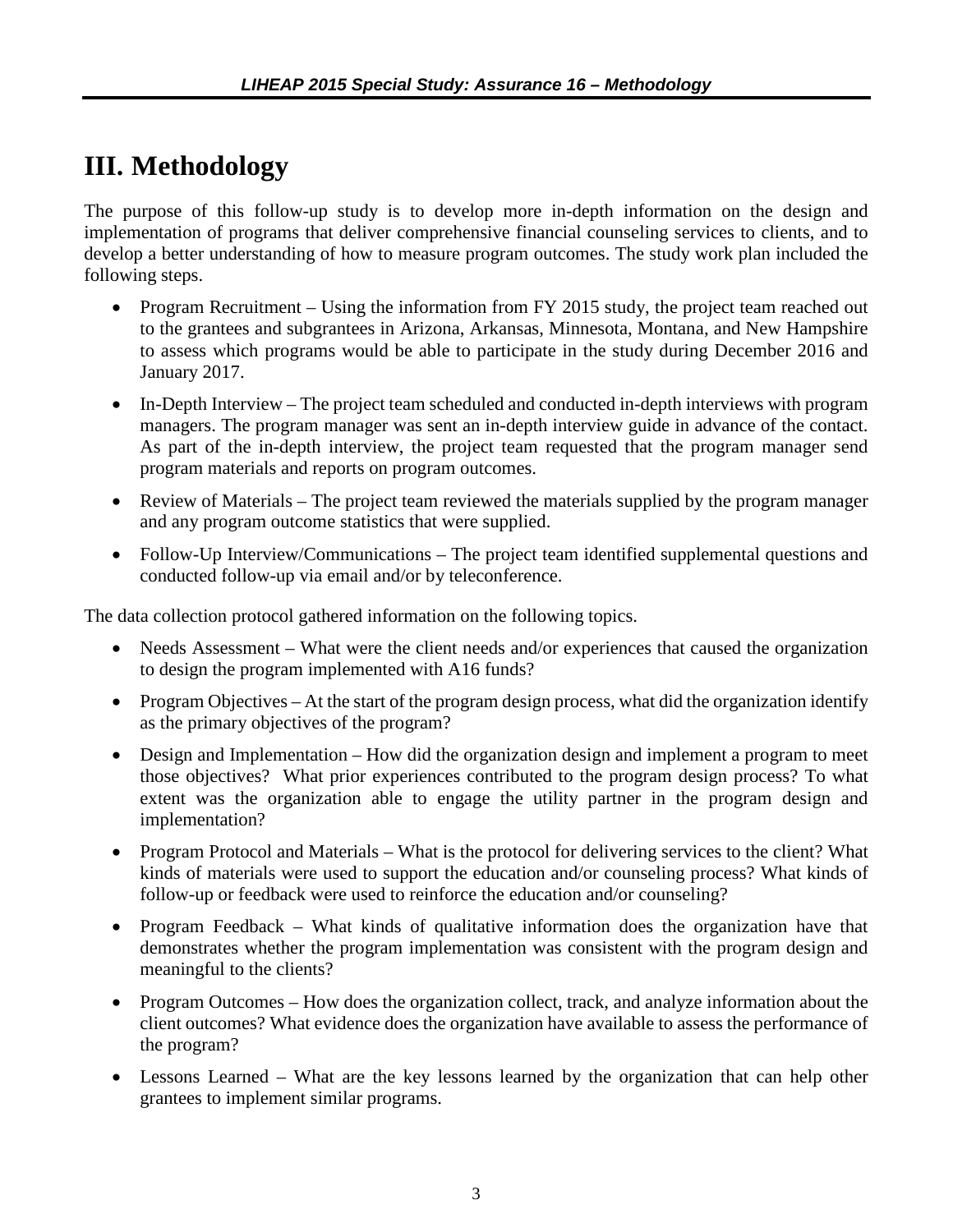# III. Methodology

The purpose of this follow-up study is to develop more in-depth information on the design and implementation of programs that deliver comprehensive financial counseling services to clients, and to develop a better understanding of how to measure program outcomes. The study work plan included the following steps.

- Program Recruitment – Using the information from FY 2015 study, the project team reached out to the grantees and subgrantees in Arizona, Arkansas, Minnesota, Montana, and New Hampshire to assess which programs would be able to participate in the study during December 2016 and January 2017.
- In-Depth Interview – The project team scheduled and conducted in-depth interviews with program managers. The program manager was sent an in-depth interview guide in advance of the contact. As part of the in-depth interview, the project team requested that the program manager send program materials and reports on program outcomes.
- Review of Materials – The project team reviewed the materials supplied by the program manager and any program outcome statistics that were supplied.
- Follow-Up Interview/Communications – The project team identified supplemental questions and conducted follow-up via email and/or by teleconference.

The data collection protocol gathered information on the following topics.

- Needs Assessment – What were the client needs and/or experiences that caused the organization to design the program implemented with A16 funds?
- Program Objectives – At the start of the program design process, what did the organization identify as the primary objectives of the program?
- Design and Implementation – How did the organization design and implement a program to meet those objectives? What prior experiences contributed to the program design process? To what extent was the organization able to engage the utility partner in the program design and implementation?
- Program Protocol and Materials – What is the protocol for delivering services to the client? What kinds of materials were used to support the education and/or counseling process? What kinds of follow-up or feedback were used to reinforce the education and/or counseling?
- Program Feedback – What kinds of qualitative information does the organization have that demonstrates whether the program implementation was consistent with the program design and meaningful to the clients?
- Program Outcomes – How does the organization collect, track, and analyze information about the client outcomes? What evidence does the organization have available to assess the performance of the program?
- Lessons Learned – What are the key lessons learned by the organization that can help other grantees to implement similar programs.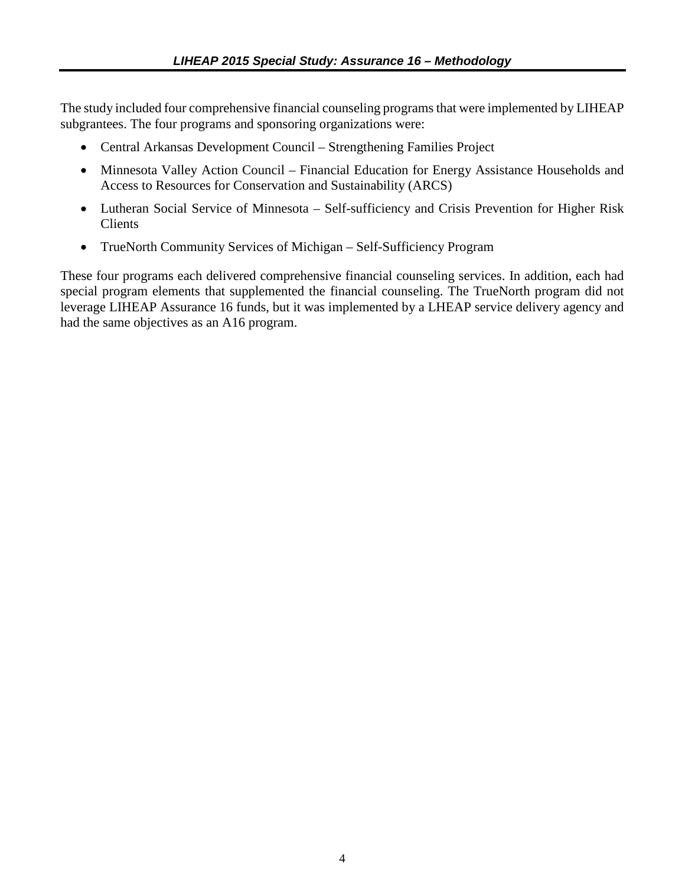The study included four comprehensive financial counseling programs that were implemented by LIHEAP subgrantees. The four programs and sponsoring organizations were:

- Central Arkansas Development Council – Strengthening Families Project
- Minnesota Valley Action Council – Financial Education for Energy Assistance Households and Access to Resources for Conservation and Sustainability (ARCS)
- Lutheran Social Service of Minnesota – Self-sufficiency and Crisis Prevention for Higher Risk Clients
- TrueNorth Community Services of Michigan – Self-Sufficiency Program

These four programs each delivered comprehensive financial counseling services. In addition, each had special program elements that supplemented the financial counseling. The TrueNorth program did not leverage LIHEAP Assurance 16 funds, but it was implemented by a LHEAP service delivery agency and had the same objectives as an A16 program.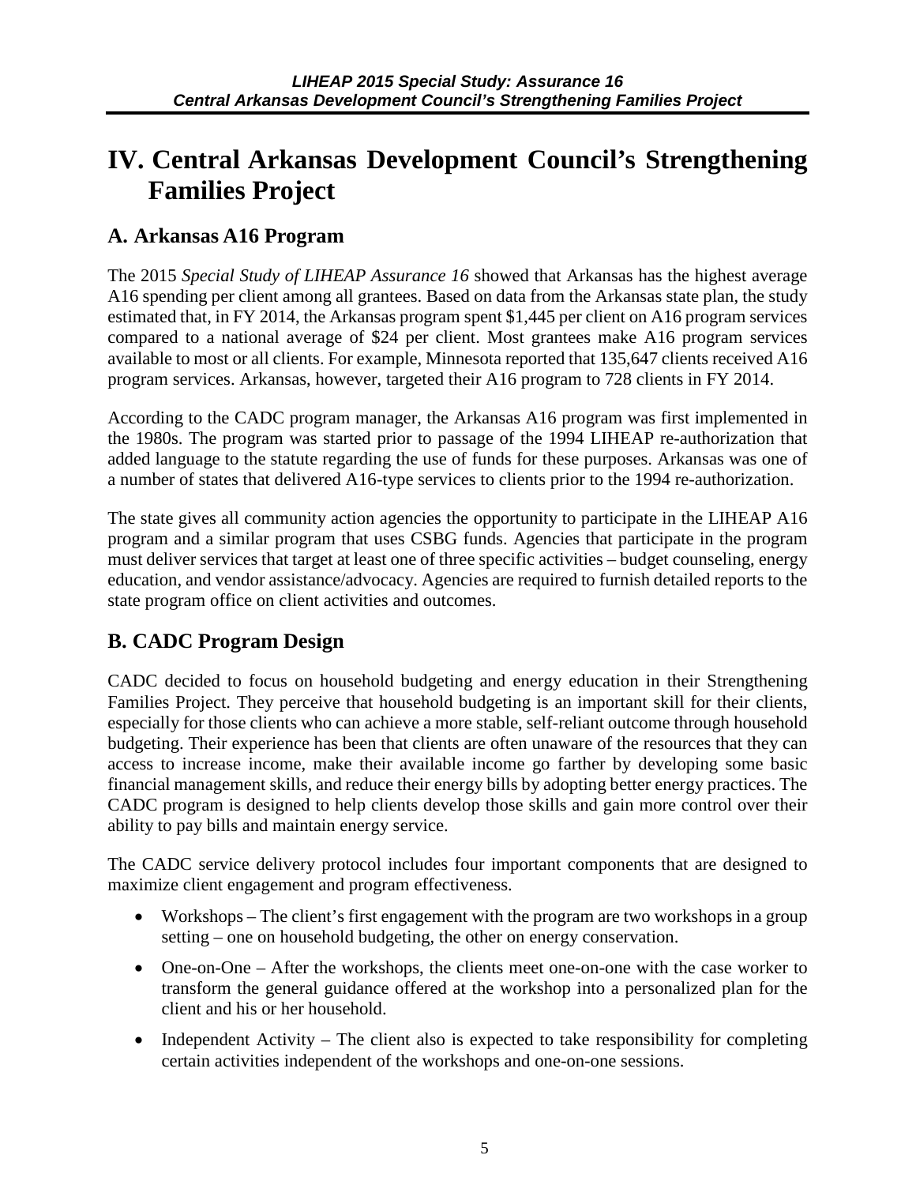# IV. Central Arkansas Development Council's Strengthening Families Project

## A. Arkansas A16 Program

The 2015 *Special Study of LIHEAP Assurance 16* showed that Arkansas has the highest average A16 spending per client among all grantees. Based on data from the Arkansas state plan, the study estimated that, in FY 2014, the Arkansas program spent $1,445 per client on A16 program services compared to a national average of $24 per client. Most grantees make A16 program services available to most or all clients. For example, Minnesota reported that 135,647 clients received A16 program services. Arkansas, however, targeted their A16 program to 728 clients in FY 2014.

According to the CADC program manager, the Arkansas A16 program was first implemented in the 1980s. The program was started prior to passage of the 1994 LIHEAP re-authorization that added language to the statute regarding the use of funds for these purposes. Arkansas was one of a number of states that delivered A16-type services to clients prior to the 1994 re-authorization.

The state gives all community action agencies the opportunity to participate in the LIHEAP A16 program and a similar program that uses CSBG funds. Agencies that participate in the program must deliver services that target at least one of three specific activities – budget counseling, energy education, and vendor assistance/advocacy. Agencies are required to furnish detailed reports to the state program office on client activities and outcomes.

## B. CADC Program Design

CADC decided to focus on household budgeting and energy education in their Strengthening Families Project. They perceive that household budgeting is an important skill for their clients, especially for those clients who can achieve a more stable, self-reliant outcome through household budgeting. Their experience has been that clients are often unaware of the resources that they can access to increase income, make their available income go farther by developing some basic financial management skills, and reduce their energy bills by adopting better energy practices. The CADC program is designed to help clients develop those skills and gain more control over their ability to pay bills and maintain energy service.

The CADC service delivery protocol includes four important components that are designed to maximize client engagement and program effectiveness.

- Workshops – The client's first engagement with the program are two workshops in a group setting – one on household budgeting, the other on energy conservation.
- One-on-One – After the workshops, the clients meet one-on-one with the case worker to transform the general guidance offered at the workshop into a personalized plan for the client and his or her household.
- Independent Activity – The client also is expected to take responsibility for completing certain activities independent of the workshops and one-on-one sessions.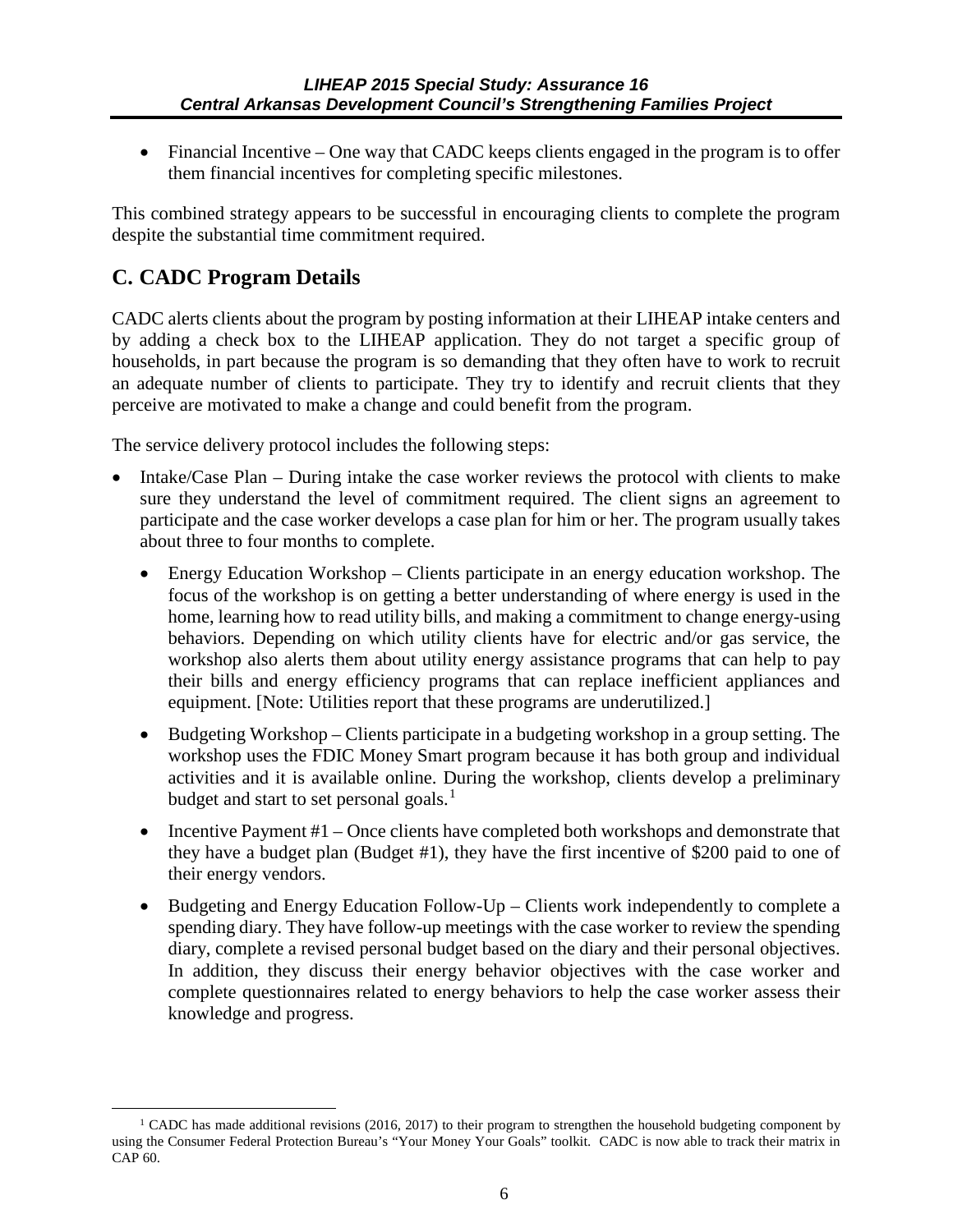- Financial Incentive – One way that CADC keeps clients engaged in the program is to offer them financial incentives for completing specific milestones.

This combined strategy appears to be successful in encouraging clients to complete the program despite the substantial time commitment required.

## C. CADC Program Details

CADC alerts clients about the program by posting information at their LIHEAP intake centers and by adding a check box to the LIHEAP application. They do not target a specific group of households, in part because the program is so demanding that they often have to work to recruit an adequate number of clients to participate. They try to identify and recruit clients that they perceive are motivated to make a change and could benefit from the program.

The service delivery protocol includes the following steps:

- Intake/Case Plan – During intake the case worker reviews the protocol with clients to make sure they understand the level of commitment required. The client signs an agreement to participate and the case worker develops a case plan for him or her. The program usually takes about three to four months to complete.
  - Energy Education Workshop – Clients participate in an energy education workshop. The focus of the workshop is on getting a better understanding of where energy is used in the home, learning how to read utility bills, and making a commitment to change energy-using behaviors. Depending on which utility clients have for electric and/or gas service, the workshop also alerts them about utility energy assistance programs that can help to pay their bills and energy efficiency programs that can replace inefficient appliances and equipment. [Note: Utilities report that these programs are underutilized.]
  - Budgeting Workshop – Clients participate in a budgeting workshop in a group setting. The workshop uses the FDIC Money Smart program because it has both group and individual activities and it is available online. During the workshop, clients develop a preliminary budget and start to set personal goals.[1]
  - Incentive Payment #1 – Once clients have completed both workshops and demonstrate that they have a budget plan (Budget #1), they have the first incentive of $200 paid to one of their energy vendors.
  - Budgeting and Energy Education Follow-Up – Clients work independently to complete a spending diary. They have follow-up meetings with the case worker to review the spending diary, complete a revised personal budget based on the diary and their personal objectives. In addition, they discuss their energy behavior objectives with the case worker and complete questionnaires related to energy behaviors to help the case worker assess their knowledge and progress.

[1] CADC has made additional revisions (2016, 2017) to their program to strengthen the household budgeting component by using the Consumer Federal Protection Bureau's "Your Money Your Goals" toolkit. CADC is now able to track their matrix in CAP 60.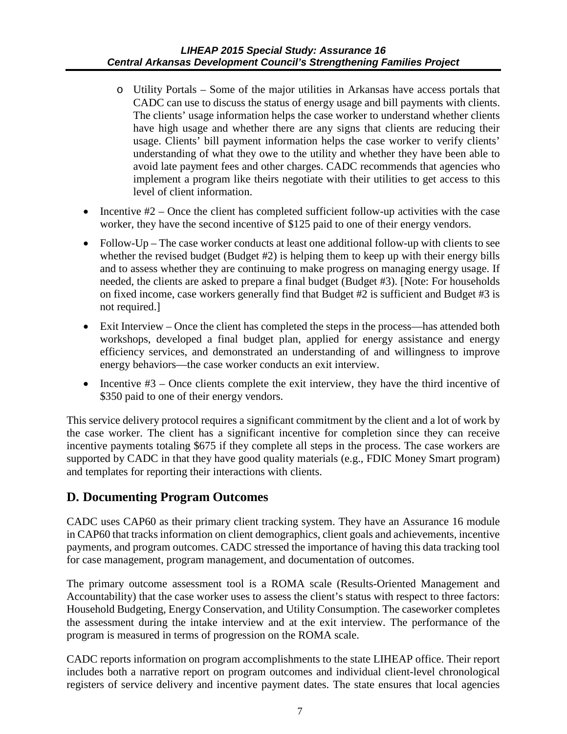- Utility Portals – Some of the major utilities in Arkansas have access portals that CADC can use to discuss the status of energy usage and bill payments with clients. The clients' usage information helps the case worker to understand whether clients have high usage and whether there are any signs that clients are reducing their usage. Clients' bill payment information helps the case worker to verify clients' understanding of what they owe to the utility and whether they have been able to avoid late payment fees and other charges. CADC recommends that agencies who implement a program like theirs negotiate with their utilities to get access to this level of client information.

- Incentive #2 – Once the client has completed sufficient follow-up activities with the case worker, they have the second incentive of $125 paid to one of their energy vendors.
- Follow-Up – The case worker conducts at least one additional follow-up with clients to see whether the revised budget (Budget #2) is helping them to keep up with their energy bills and to assess whether they are continuing to make progress on managing energy usage. If needed, the clients are asked to prepare a final budget (Budget #3). [Note: For households on fixed income, case workers generally find that Budget #2 is sufficient and Budget #3 is not required.]
- Exit Interview – Once the client has completed the steps in the process—has attended both workshops, developed a final budget plan, applied for energy assistance and energy efficiency services, and demonstrated an understanding of and willingness to improve energy behaviors—the case worker conducts an exit interview.
- Incentive #3 – Once clients complete the exit interview, they have the third incentive of $350 paid to one of their energy vendors.

This service delivery protocol requires a significant commitment by the client and a lot of work by the case worker. The client has a significant incentive for completion since they can receive incentive payments totaling $675 if they complete all steps in the process. The case workers are supported by CADC in that they have good quality materials (e.g., FDIC Money Smart program) and templates for reporting their interactions with clients.

## D. Documenting Program Outcomes

CADC uses CAP60 as their primary client tracking system. They have an Assurance 16 module in CAP60 that tracks information on client demographics, client goals and achievements, incentive payments, and program outcomes. CADC stressed the importance of having this data tracking tool for case management, program management, and documentation of outcomes.

The primary outcome assessment tool is a ROMA scale (Results-Oriented Management and Accountability) that the case worker uses to assess the client's status with respect to three factors: Household Budgeting, Energy Conservation, and Utility Consumption. The caseworker completes the assessment during the intake interview and at the exit interview. The performance of the program is measured in terms of progression on the ROMA scale.

CADC reports information on program accomplishments to the state LIHEAP office. Their report includes both a narrative report on program outcomes and individual client-level chronological registers of service delivery and incentive payment dates. The state ensures that local agencies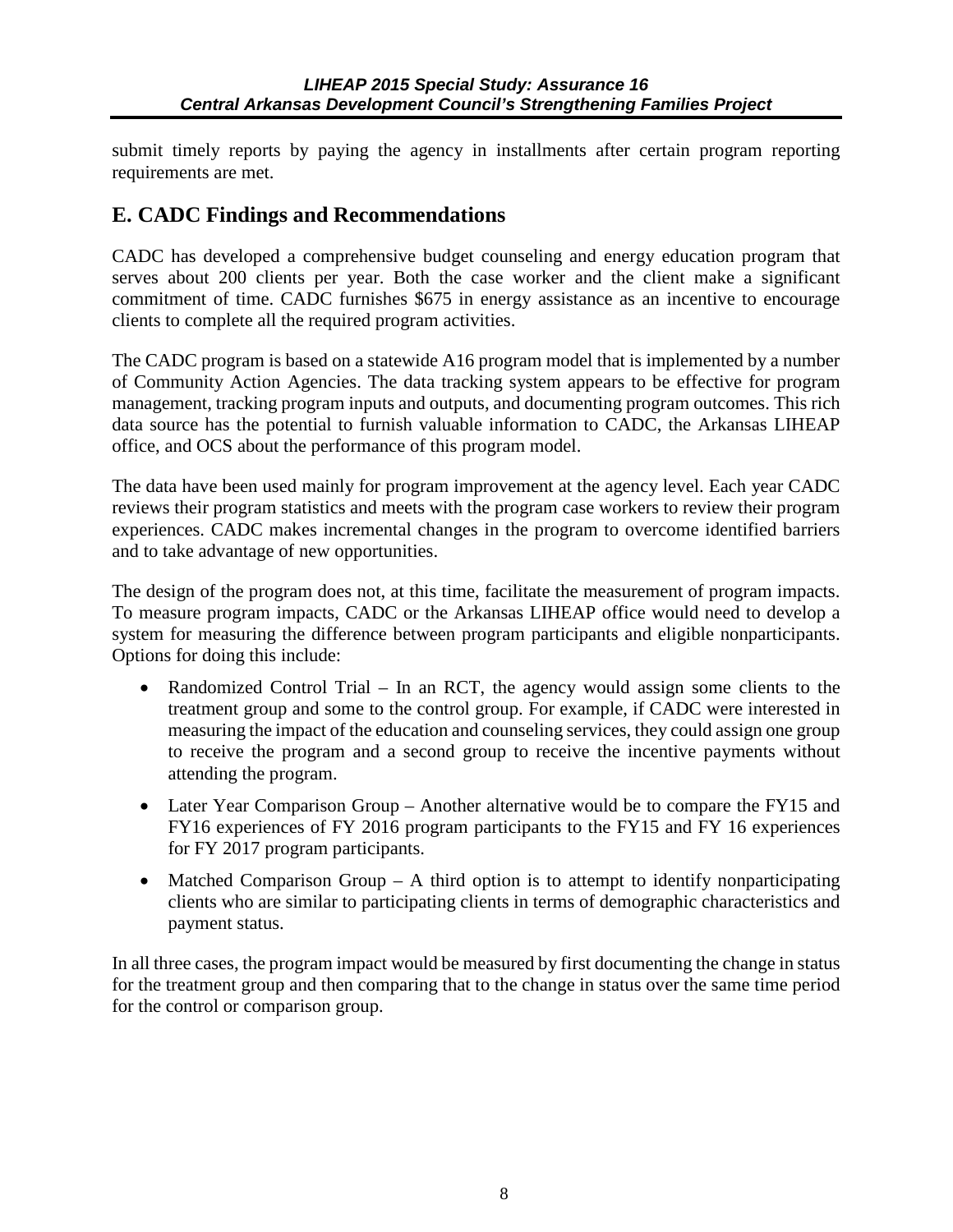submit timely reports by paying the agency in installments after certain program reporting requirements are met.

## E. CADC Findings and Recommendations

CADC has developed a comprehensive budget counseling and energy education program that serves about 200 clients per year. Both the case worker and the client make a significant commitment of time. CADC furnishes $675 in energy assistance as an incentive to encourage clients to complete all the required program activities.

The CADC program is based on a statewide A16 program model that is implemented by a number of Community Action Agencies. The data tracking system appears to be effective for program management, tracking program inputs and outputs, and documenting program outcomes. This rich data source has the potential to furnish valuable information to CADC, the Arkansas LIHEAP office, and OCS about the performance of this program model.

The data have been used mainly for program improvement at the agency level. Each year CADC reviews their program statistics and meets with the program case workers to review their program experiences. CADC makes incremental changes in the program to overcome identified barriers and to take advantage of new opportunities.

The design of the program does not, at this time, facilitate the measurement of program impacts. To measure program impacts, CADC or the Arkansas LIHEAP office would need to develop a system for measuring the difference between program participants and eligible nonparticipants. Options for doing this include:

- Randomized Control Trial – In an RCT, the agency would assign some clients to the treatment group and some to the control group. For example, if CADC were interested in measuring the impact of the education and counseling services, they could assign one group to receive the program and a second group to receive the incentive payments without attending the program.
- Later Year Comparison Group – Another alternative would be to compare the FY15 and FY16 experiences of FY 2016 program participants to the FY15 and FY 16 experiences for FY 2017 program participants.
- Matched Comparison Group – A third option is to attempt to identify nonparticipating clients who are similar to participating clients in terms of demographic characteristics and payment status.

In all three cases, the program impact would be measured by first documenting the change in status for the treatment group and then comparing that to the change in status over the same time period for the control or comparison group.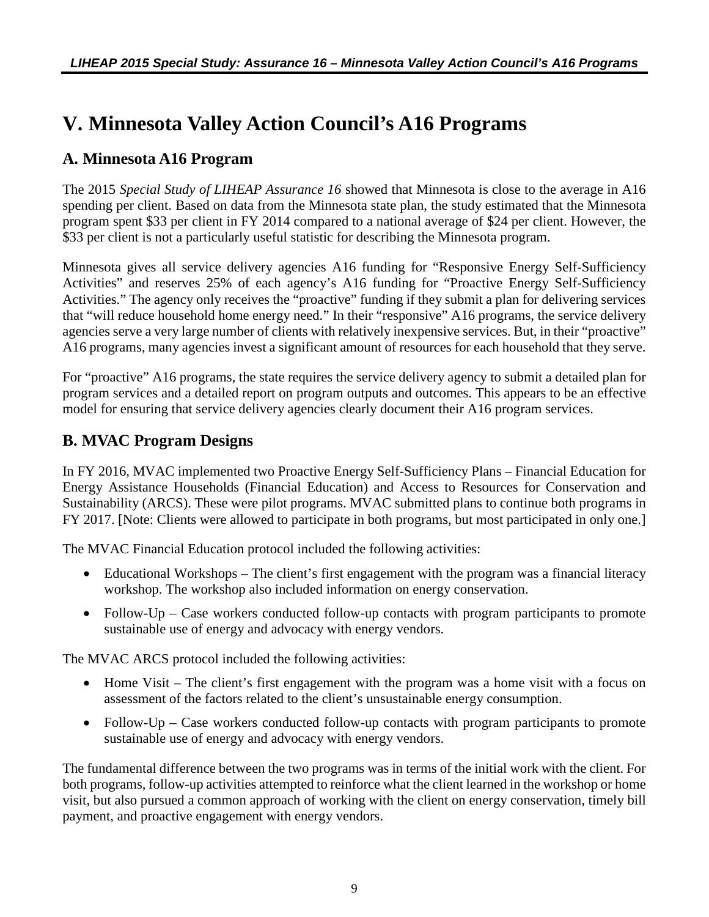# V. Minnesota Valley Action Council's A16 Programs

## A. Minnesota A16 Program

The 2015 *Special Study of LIHEAP Assurance 16* showed that Minnesota is close to the average in A16 spending per client. Based on data from the Minnesota state plan, the study estimated that the Minnesota program spent $33 per client in FY 2014 compared to a national average of $24 per client. However, the $33 per client is not a particularly useful statistic for describing the Minnesota program.

Minnesota gives all service delivery agencies A16 funding for "Responsive Energy Self-Sufficiency Activities" and reserves 25% of each agency's A16 funding for "Proactive Energy Self-Sufficiency Activities." The agency only receives the "proactive" funding if they submit a plan for delivering services that "will reduce household home energy need." In their "responsive" A16 programs, the service delivery agencies serve a very large number of clients with relatively inexpensive services. But, in their "proactive" A16 programs, many agencies invest a significant amount of resources for each household that they serve.

For "proactive" A16 programs, the state requires the service delivery agency to submit a detailed plan for program services and a detailed report on program outputs and outcomes. This appears to be an effective model for ensuring that service delivery agencies clearly document their A16 program services.

## B. MVAC Program Designs

In FY 2016, MVAC implemented two Proactive Energy Self-Sufficiency Plans – Financial Education for Energy Assistance Households (Financial Education) and Access to Resources for Conservation and Sustainability (ARCS). These were pilot programs. MVAC submitted plans to continue both programs in FY 2017. [Note: Clients were allowed to participate in both programs, but most participated in only one.]

The MVAC Financial Education protocol included the following activities:

- Educational Workshops – The client's first engagement with the program was a financial literacy workshop. The workshop also included information on energy conservation.
- Follow-Up – Case workers conducted follow-up contacts with program participants to promote sustainable use of energy and advocacy with energy vendors.

The MVAC ARCS protocol included the following activities:

- Home Visit – The client's first engagement with the program was a home visit with a focus on assessment of the factors related to the client's unsustainable energy consumption.
- Follow-Up – Case workers conducted follow-up contacts with program participants to promote sustainable use of energy and advocacy with energy vendors.

The fundamental difference between the two programs was in terms of the initial work with the client. For both programs, follow-up activities attempted to reinforce what the client learned in the workshop or home visit, but also pursued a common approach of working with the client on energy conservation, timely bill payment, and proactive engagement with energy vendors.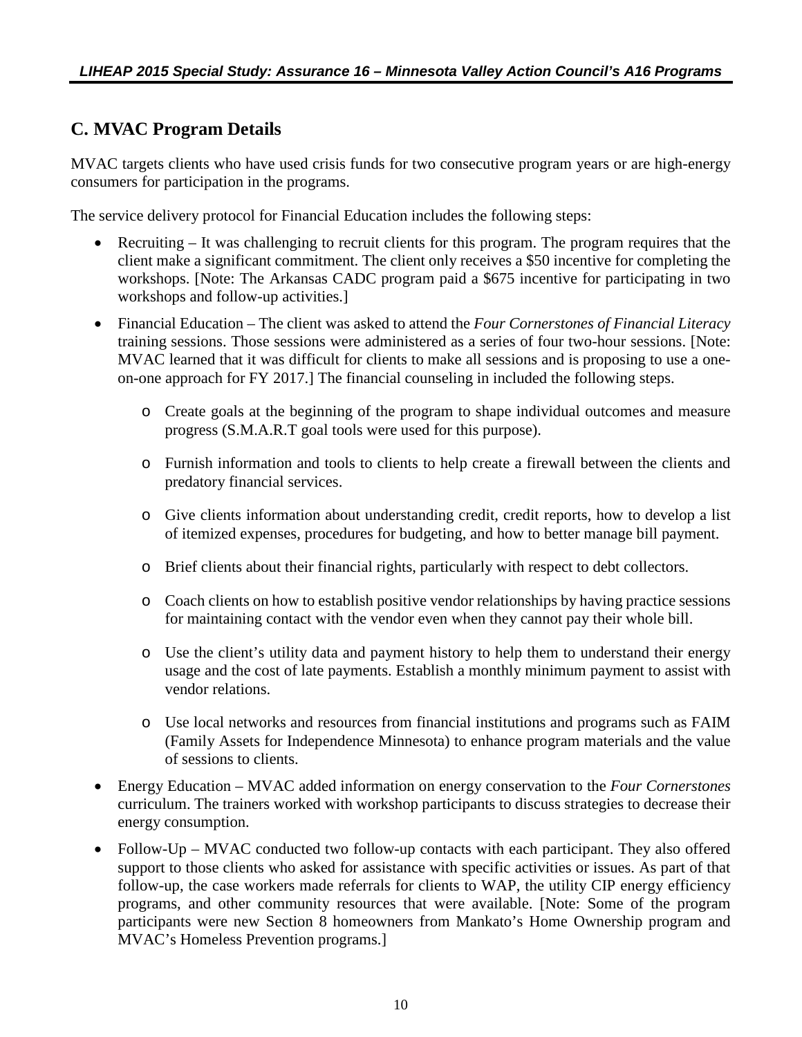## C. MVAC Program Details

MVAC targets clients who have used crisis funds for two consecutive program years or are high-energy consumers for participation in the programs.

The service delivery protocol for Financial Education includes the following steps:

- Recruiting – It was challenging to recruit clients for this program. The program requires that the client make a significant commitment. The client only receives a $50 incentive for completing the workshops. [Note: The Arkansas CADC program paid a $675 incentive for participating in two workshops and follow-up activities.]
- Financial Education – The client was asked to attend the *Four Cornerstones of Financial Literacy* training sessions. Those sessions were administered as a series of four two-hour sessions. [Note: MVAC learned that it was difficult for clients to make all sessions and is proposing to use a one-on-one approach for FY 2017.] The financial counseling in included the following steps.
    - Create goals at the beginning of the program to shape individual outcomes and measure progress (S.M.A.R.T goal tools were used for this purpose).
    - Furnish information and tools to clients to help create a firewall between the clients and predatory financial services.
    - Give clients information about understanding credit, credit reports, how to develop a list of itemized expenses, procedures for budgeting, and how to better manage bill payment.
    - Brief clients about their financial rights, particularly with respect to debt collectors.
    - Coach clients on how to establish positive vendor relationships by having practice sessions for maintaining contact with the vendor even when they cannot pay their whole bill.
    - Use the client's utility data and payment history to help them to understand their energy usage and the cost of late payments. Establish a monthly minimum payment to assist with vendor relations.
    - Use local networks and resources from financial institutions and programs such as FAIM (Family Assets for Independence Minnesota) to enhance program materials and the value of sessions to clients.
- Energy Education – MVAC added information on energy conservation to the *Four Cornerstones* curriculum. The trainers worked with workshop participants to discuss strategies to decrease their energy consumption.
- Follow-Up – MVAC conducted two follow-up contacts with each participant. They also offered support to those clients who asked for assistance with specific activities or issues. As part of that follow-up, the case workers made referrals for clients to WAP, the utility CIP energy efficiency programs, and other community resources that were available. [Note: Some of the program participants were new Section 8 homeowners from Mankato's Home Ownership program and MVAC's Homeless Prevention programs.]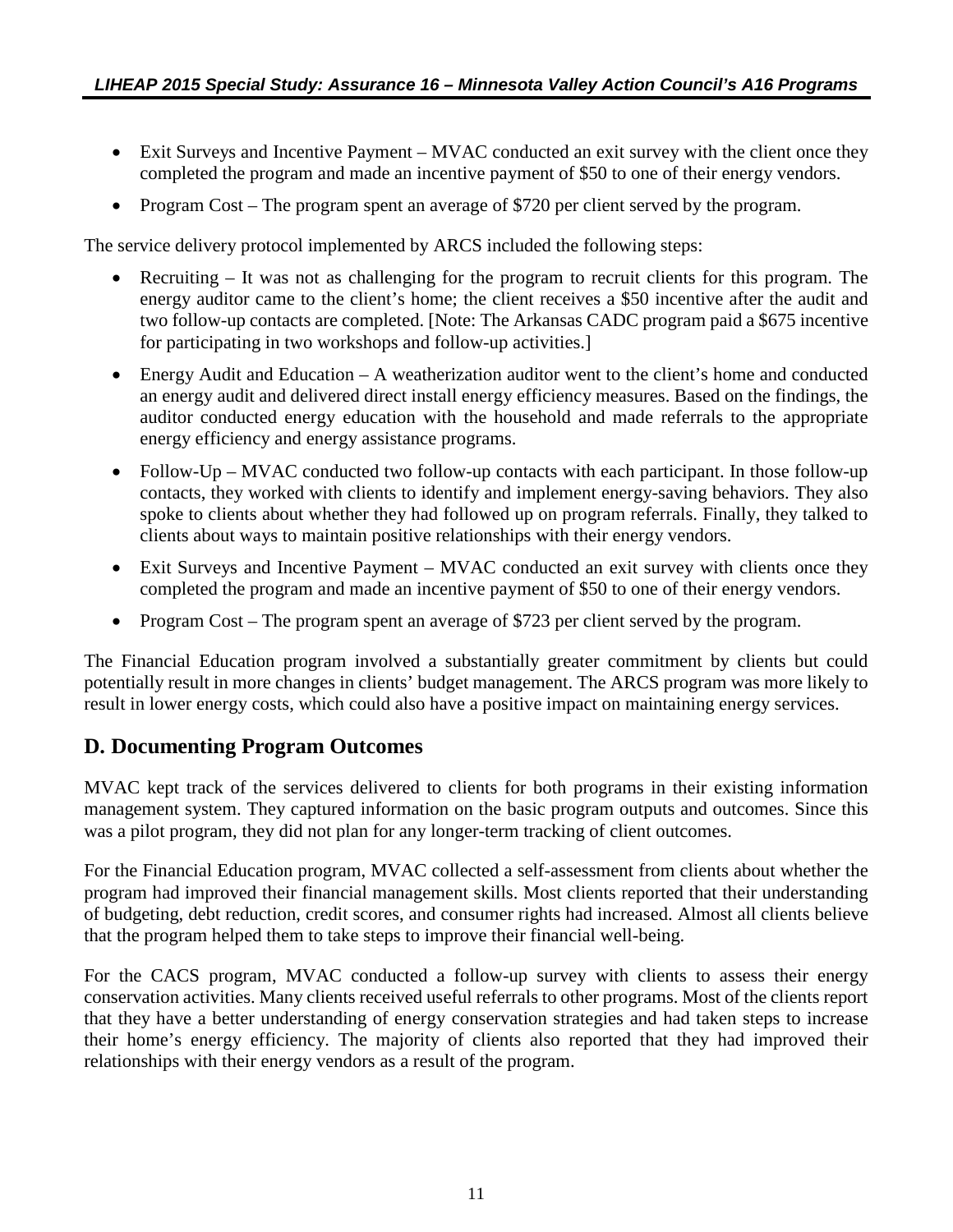- Exit Surveys and Incentive Payment – MVAC conducted an exit survey with the client once they completed the program and made an incentive payment of $50 to one of their energy vendors.
- Program Cost – The program spent an average of $720 per client served by the program.

The service delivery protocol implemented by ARCS included the following steps:

- Recruiting – It was not as challenging for the program to recruit clients for this program. The energy auditor came to the client's home; the client receives a $50 incentive after the audit and two follow-up contacts are completed. [Note: The Arkansas CADC program paid a $675 incentive for participating in two workshops and follow-up activities.]
- Energy Audit and Education – A weatherization auditor went to the client's home and conducted an energy audit and delivered direct install energy efficiency measures. Based on the findings, the auditor conducted energy education with the household and made referrals to the appropriate energy efficiency and energy assistance programs.
- Follow-Up – MVAC conducted two follow-up contacts with each participant. In those follow-up contacts, they worked with clients to identify and implement energy-saving behaviors. They also spoke to clients about whether they had followed up on program referrals. Finally, they talked to clients about ways to maintain positive relationships with their energy vendors.
- Exit Surveys and Incentive Payment – MVAC conducted an exit survey with clients once they completed the program and made an incentive payment of $50 to one of their energy vendors.
- Program Cost – The program spent an average of $723 per client served by the program.

The Financial Education program involved a substantially greater commitment by clients but could potentially result in more changes in clients' budget management. The ARCS program was more likely to result in lower energy costs, which could also have a positive impact on maintaining energy services.

## D. Documenting Program Outcomes

MVAC kept track of the services delivered to clients for both programs in their existing information management system. They captured information on the basic program outputs and outcomes. Since this was a pilot program, they did not plan for any longer-term tracking of client outcomes.

For the Financial Education program, MVAC collected a self-assessment from clients about whether the program had improved their financial management skills. Most clients reported that their understanding of budgeting, debt reduction, credit scores, and consumer rights had increased. Almost all clients believe that the program helped them to take steps to improve their financial well-being.

For the CACS program, MVAC conducted a follow-up survey with clients to assess their energy conservation activities. Many clients received useful referrals to other programs. Most of the clients report that they have a better understanding of energy conservation strategies and had taken steps to increase their home's energy efficiency. The majority of clients also reported that they had improved their relationships with their energy vendors as a result of the program.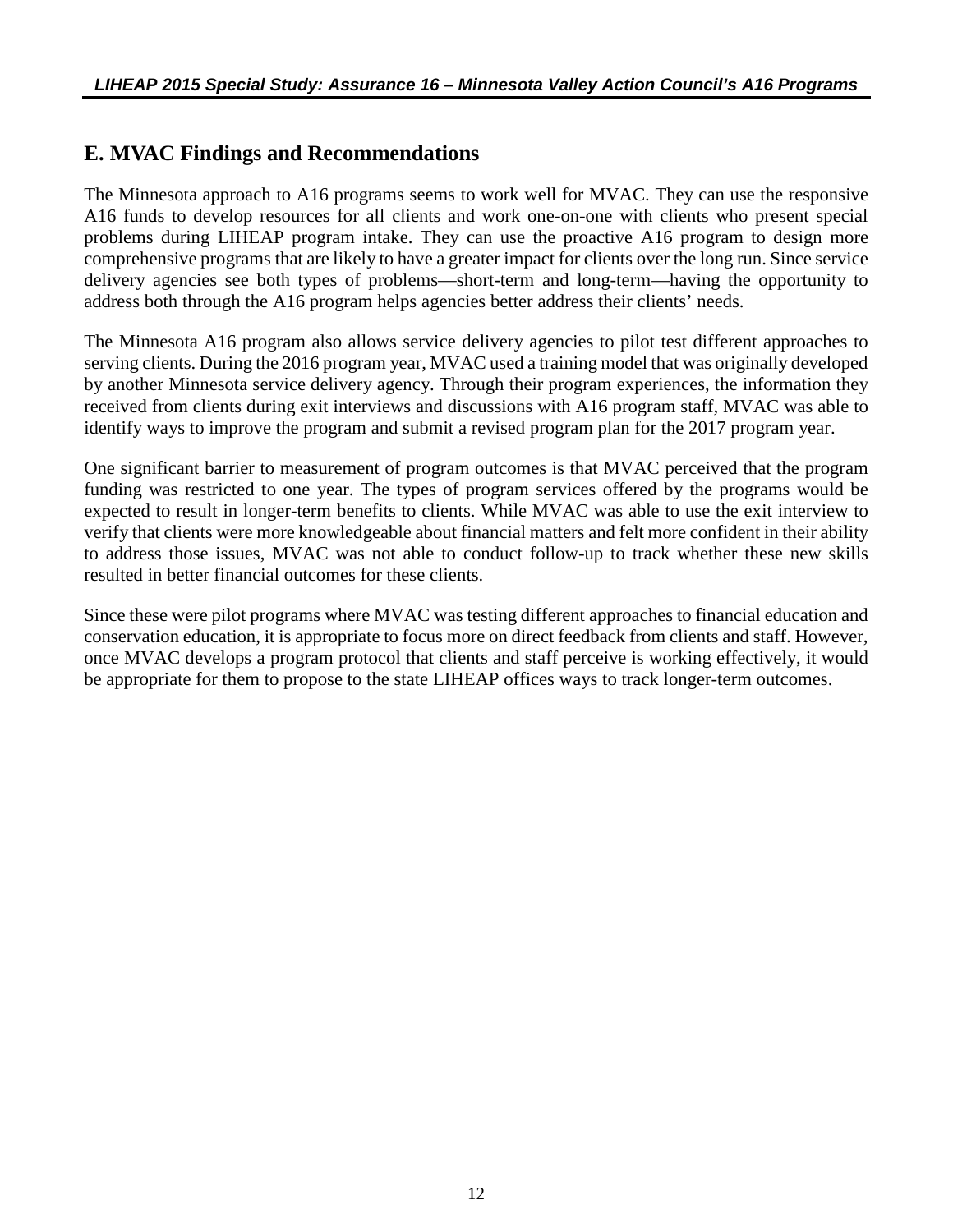## E. MVAC Findings and Recommendations

The Minnesota approach to A16 programs seems to work well for MVAC. They can use the responsive A16 funds to develop resources for all clients and work one-on-one with clients who present special problems during LIHEAP program intake. They can use the proactive A16 program to design more comprehensive programs that are likely to have a greater impact for clients over the long run. Since service delivery agencies see both types of problems—short-term and long-term—having the opportunity to address both through the A16 program helps agencies better address their clients' needs.

The Minnesota A16 program also allows service delivery agencies to pilot test different approaches to serving clients. During the 2016 program year, MVAC used a training model that was originally developed by another Minnesota service delivery agency. Through their program experiences, the information they received from clients during exit interviews and discussions with A16 program staff, MVAC was able to identify ways to improve the program and submit a revised program plan for the 2017 program year.

One significant barrier to measurement of program outcomes is that MVAC perceived that the program funding was restricted to one year. The types of program services offered by the programs would be expected to result in longer-term benefits to clients. While MVAC was able to use the exit interview to verify that clients were more knowledgeable about financial matters and felt more confident in their ability to address those issues, MVAC was not able to conduct follow-up to track whether these new skills resulted in better financial outcomes for these clients.

Since these were pilot programs where MVAC was testing different approaches to financial education and conservation education, it is appropriate to focus more on direct feedback from clients and staff. However, once MVAC develops a program protocol that clients and staff perceive is working effectively, it would be appropriate for them to propose to the state LIHEAP offices ways to track longer-term outcomes.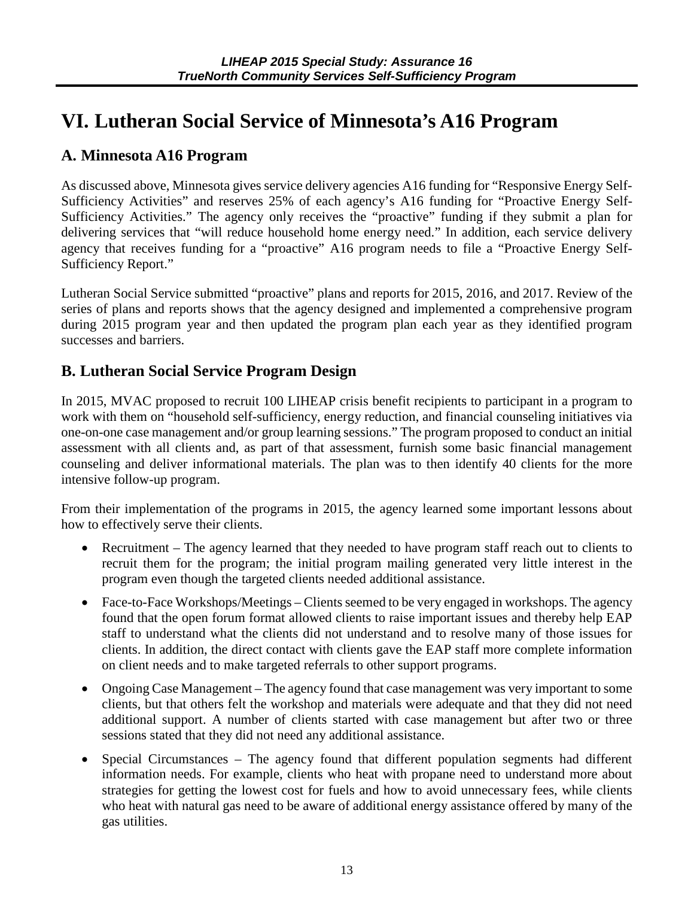# VI. Lutheran Social Service of Minnesota's A16 Program

## A. Minnesota A16 Program

As discussed above, Minnesota gives service delivery agencies A16 funding for "Responsive Energy Self-Sufficiency Activities" and reserves 25% of each agency's A16 funding for "Proactive Energy Self-Sufficiency Activities." The agency only receives the "proactive" funding if they submit a plan for delivering services that "will reduce household home energy need." In addition, each service delivery agency that receives funding for a "proactive" A16 program needs to file a "Proactive Energy Self-Sufficiency Report."

Lutheran Social Service submitted "proactive" plans and reports for 2015, 2016, and 2017. Review of the series of plans and reports shows that the agency designed and implemented a comprehensive program during 2015 program year and then updated the program plan each year as they identified program successes and barriers.

## B. Lutheran Social Service Program Design

In 2015, MVAC proposed to recruit 100 LIHEAP crisis benefit recipients to participant in a program to work with them on "household self-sufficiency, energy reduction, and financial counseling initiatives via one-on-one case management and/or group learning sessions." The program proposed to conduct an initial assessment with all clients and, as part of that assessment, furnish some basic financial management counseling and deliver informational materials. The plan was to then identify 40 clients for the more intensive follow-up program.

From their implementation of the programs in 2015, the agency learned some important lessons about how to effectively serve their clients.

- Recruitment – The agency learned that they needed to have program staff reach out to clients to recruit them for the program; the initial program mailing generated very little interest in the program even though the targeted clients needed additional assistance.
- Face-to-Face Workshops/Meetings – Clients seemed to be very engaged in workshops. The agency found that the open forum format allowed clients to raise important issues and thereby help EAP staff to understand what the clients did not understand and to resolve many of those issues for clients. In addition, the direct contact with clients gave the EAP staff more complete information on client needs and to make targeted referrals to other support programs.
- Ongoing Case Management – The agency found that case management was very important to some clients, but that others felt the workshop and materials were adequate and that they did not need additional support. A number of clients started with case management but after two or three sessions stated that they did not need any additional assistance.
- Special Circumstances – The agency found that different population segments had different information needs. For example, clients who heat with propane need to understand more about strategies for getting the lowest cost for fuels and how to avoid unnecessary fees, while clients who heat with natural gas need to be aware of additional energy assistance offered by many of the gas utilities.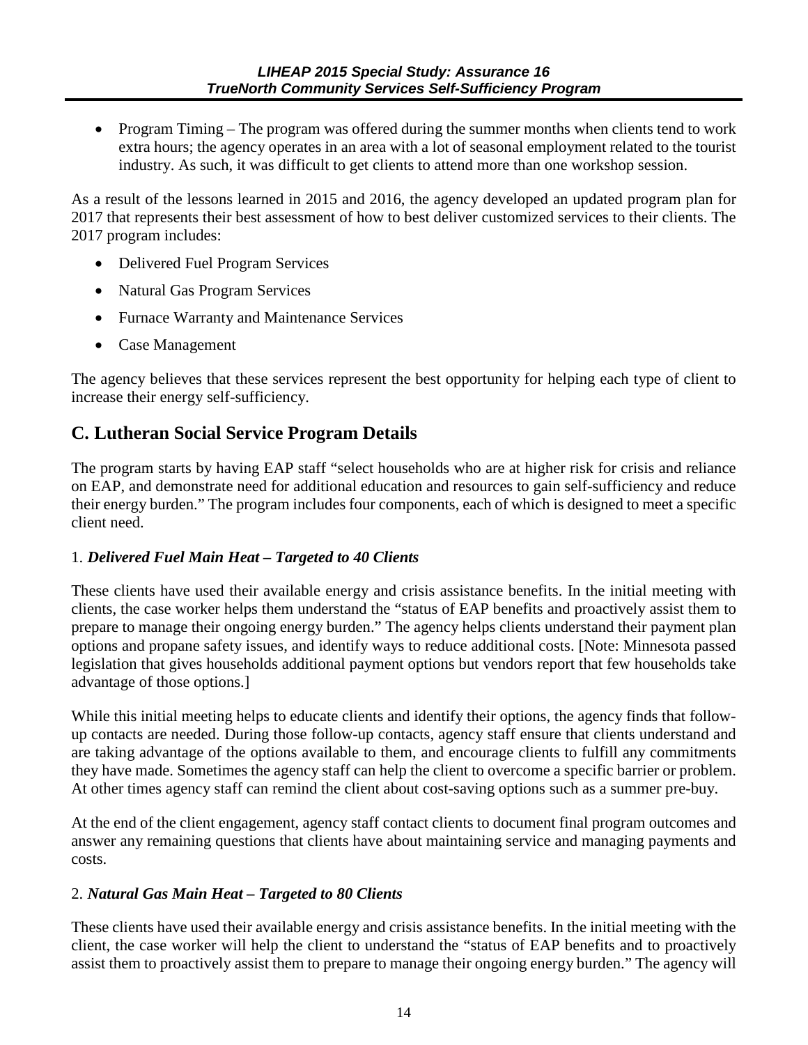- Program Timing – The program was offered during the summer months when clients tend to work extra hours; the agency operates in an area with a lot of seasonal employment related to the tourist industry. As such, it was difficult to get clients to attend more than one workshop session.

As a result of the lessons learned in 2015 and 2016, the agency developed an updated program plan for 2017 that represents their best assessment of how to best deliver customized services to their clients. The 2017 program includes:

- Delivered Fuel Program Services
- Natural Gas Program Services
- Furnace Warranty and Maintenance Services
- Case Management

The agency believes that these services represent the best opportunity for helping each type of client to increase their energy self-sufficiency.

## C. Lutheran Social Service Program Details

The program starts by having EAP staff "select households who are at higher risk for crisis and reliance on EAP, and demonstrate need for additional education and resources to gain self-sufficiency and reduce their energy burden." The program includes four components, each of which is designed to meet a specific client need.

### 1. *Delivered Fuel Main Heat – Targeted to 40 Clients*

These clients have used their available energy and crisis assistance benefits. In the initial meeting with clients, the case worker helps them understand the "status of EAP benefits and proactively assist them to prepare to manage their ongoing energy burden." The agency helps clients understand their payment plan options and propane safety issues, and identify ways to reduce additional costs. [Note: Minnesota passed legislation that gives households additional payment options but vendors report that few households take advantage of those options.]

While this initial meeting helps to educate clients and identify their options, the agency finds that follow-up contacts are needed. During those follow-up contacts, agency staff ensure that clients understand and are taking advantage of the options available to them, and encourage clients to fulfill any commitments they have made. Sometimes the agency staff can help the client to overcome a specific barrier or problem. At other times agency staff can remind the client about cost-saving options such as a summer pre-buy.

At the end of the client engagement, agency staff contact clients to document final program outcomes and answer any remaining questions that clients have about maintaining service and managing payments and costs.

### 2. *Natural Gas Main Heat – Targeted to 80 Clients*

These clients have used their available energy and crisis assistance benefits. In the initial meeting with the client, the case worker will help the client to understand the "status of EAP benefits and to proactively assist them to proactively assist them to prepare to manage their ongoing energy burden." The agency will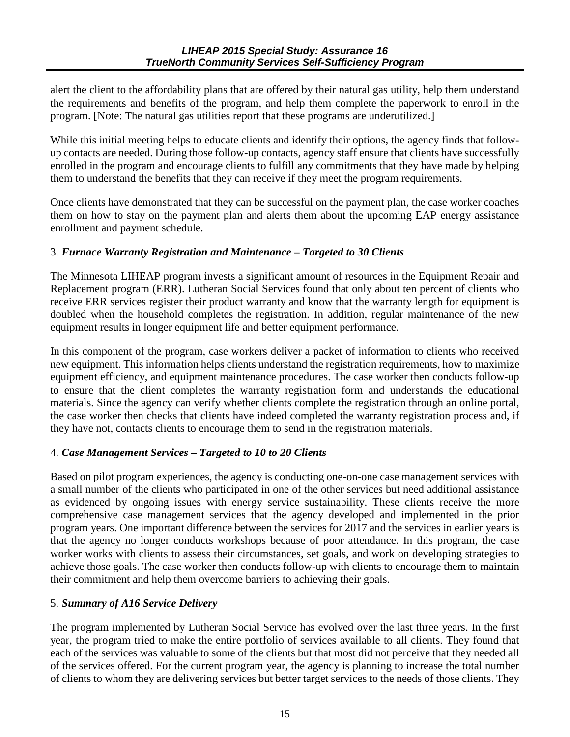alert the client to the affordability plans that are offered by their natural gas utility, help them understand the requirements and benefits of the program, and help them complete the paperwork to enroll in the program. [Note: The natural gas utilities report that these programs are underutilized.]

While this initial meeting helps to educate clients and identify their options, the agency finds that follow-up contacts are needed. During those follow-up contacts, agency staff ensure that clients have successfully enrolled in the program and encourage clients to fulfill any commitments that they have made by helping them to understand the benefits that they can receive if they meet the program requirements.

Once clients have demonstrated that they can be successful on the payment plan, the case worker coaches them on how to stay on the payment plan and alerts them about the upcoming EAP energy assistance enrollment and payment schedule.

### 3. *Furnace Warranty Registration and Maintenance – Targeted to 30 Clients*

The Minnesota LIHEAP program invests a significant amount of resources in the Equipment Repair and Replacement program (ERR). Lutheran Social Services found that only about ten percent of clients who receive ERR services register their product warranty and know that the warranty length for equipment is doubled when the household completes the registration. In addition, regular maintenance of the new equipment results in longer equipment life and better equipment performance.

In this component of the program, case workers deliver a packet of information to clients who received new equipment. This information helps clients understand the registration requirements, how to maximize equipment efficiency, and equipment maintenance procedures. The case worker then conducts follow-up to ensure that the client completes the warranty registration form and understands the educational materials. Since the agency can verify whether clients complete the registration through an online portal, the case worker then checks that clients have indeed completed the warranty registration process and, if they have not, contacts clients to encourage them to send in the registration materials.

### 4. *Case Management Services – Targeted to 10 to 20 Clients*

Based on pilot program experiences, the agency is conducting one-on-one case management services with a small number of the clients who participated in one of the other services but need additional assistance as evidenced by ongoing issues with energy service sustainability. These clients receive the more comprehensive case management services that the agency developed and implemented in the prior program years. One important difference between the services for 2017 and the services in earlier years is that the agency no longer conducts workshops because of poor attendance. In this program, the case worker works with clients to assess their circumstances, set goals, and work on developing strategies to achieve those goals. The case worker then conducts follow-up with clients to encourage them to maintain their commitment and help them overcome barriers to achieving their goals.

### 5. *Summary of A16 Service Delivery*

The program implemented by Lutheran Social Service has evolved over the last three years. In the first year, the program tried to make the entire portfolio of services available to all clients. They found that each of the services was valuable to some of the clients but that most did not perceive that they needed all of the services offered. For the current program year, the agency is planning to increase the total number of clients to whom they are delivering services but better target services to the needs of those clients. They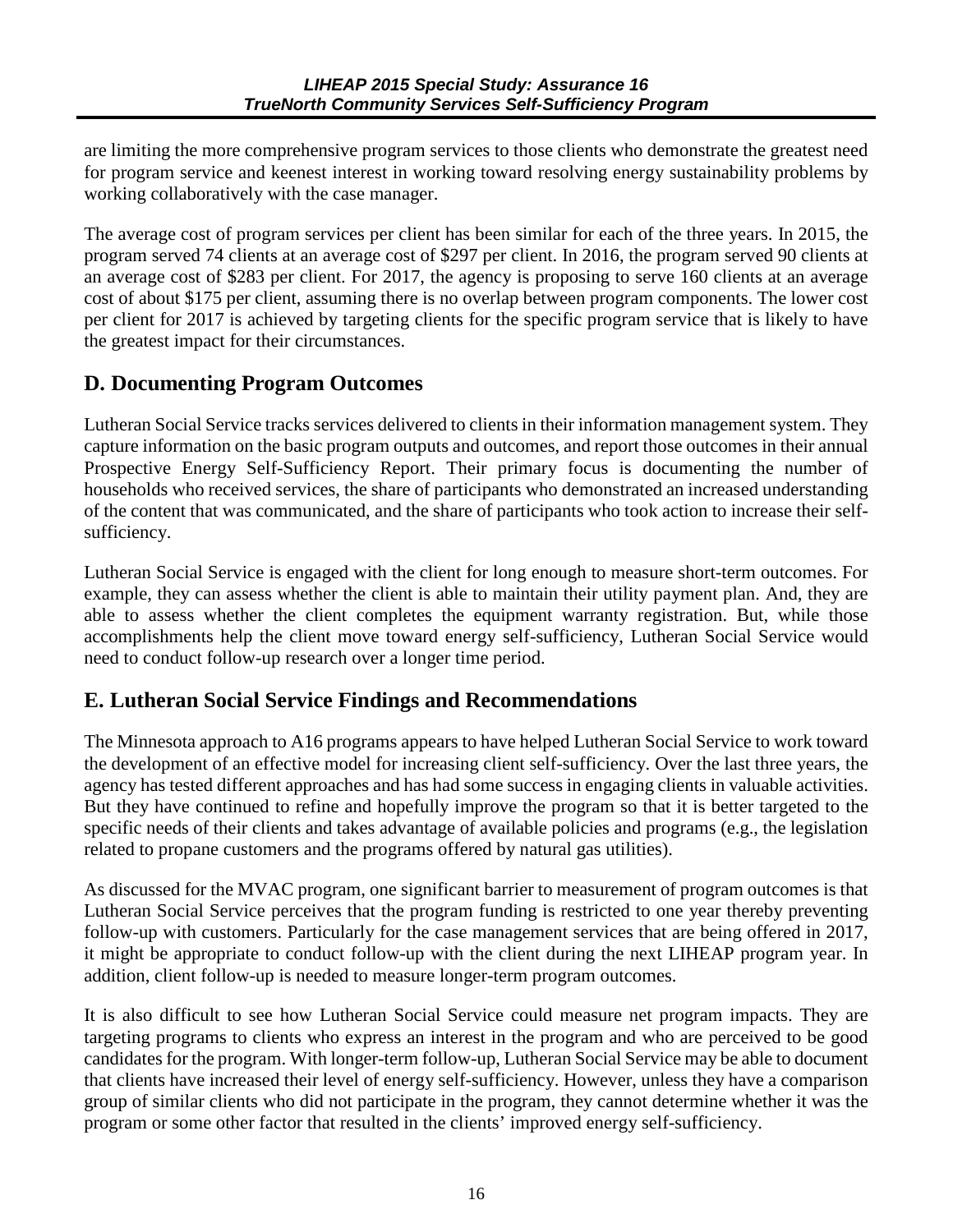are limiting the more comprehensive program services to those clients who demonstrate the greatest need for program service and keenest interest in working toward resolving energy sustainability problems by working collaboratively with the case manager.

The average cost of program services per client has been similar for each of the three years. In 2015, the program served 74 clients at an average cost of $297 per client. In 2016, the program served 90 clients at an average cost of $283 per client. For 2017, the agency is proposing to serve 160 clients at an average cost of about $175 per client, assuming there is no overlap between program components. The lower cost per client for 2017 is achieved by targeting clients for the specific program service that is likely to have the greatest impact for their circumstances.

## D. Documenting Program Outcomes

Lutheran Social Service tracks services delivered to clients in their information management system. They capture information on the basic program outputs and outcomes, and report those outcomes in their annual Prospective Energy Self-Sufficiency Report. Their primary focus is documenting the number of households who received services, the share of participants who demonstrated an increased understanding of the content that was communicated, and the share of participants who took action to increase their self-sufficiency.

Lutheran Social Service is engaged with the client for long enough to measure short-term outcomes. For example, they can assess whether the client is able to maintain their utility payment plan. And, they are able to assess whether the client completes the equipment warranty registration. But, while those accomplishments help the client move toward energy self-sufficiency, Lutheran Social Service would need to conduct follow-up research over a longer time period.

## E. Lutheran Social Service Findings and Recommendations

The Minnesota approach to A16 programs appears to have helped Lutheran Social Service to work toward the development of an effective model for increasing client self-sufficiency. Over the last three years, the agency has tested different approaches and has had some success in engaging clients in valuable activities. But they have continued to refine and hopefully improve the program so that it is better targeted to the specific needs of their clients and takes advantage of available policies and programs (e.g., the legislation related to propane customers and the programs offered by natural gas utilities).

As discussed for the MVAC program, one significant barrier to measurement of program outcomes is that Lutheran Social Service perceives that the program funding is restricted to one year thereby preventing follow-up with customers. Particularly for the case management services that are being offered in 2017, it might be appropriate to conduct follow-up with the client during the next LIHEAP program year. In addition, client follow-up is needed to measure longer-term program outcomes.

It is also difficult to see how Lutheran Social Service could measure net program impacts. They are targeting programs to clients who express an interest in the program and who are perceived to be good candidates for the program. With longer-term follow-up, Lutheran Social Service may be able to document that clients have increased their level of energy self-sufficiency. However, unless they have a comparison group of similar clients who did not participate in the program, they cannot determine whether it was the program or some other factor that resulted in the clients' improved energy self-sufficiency.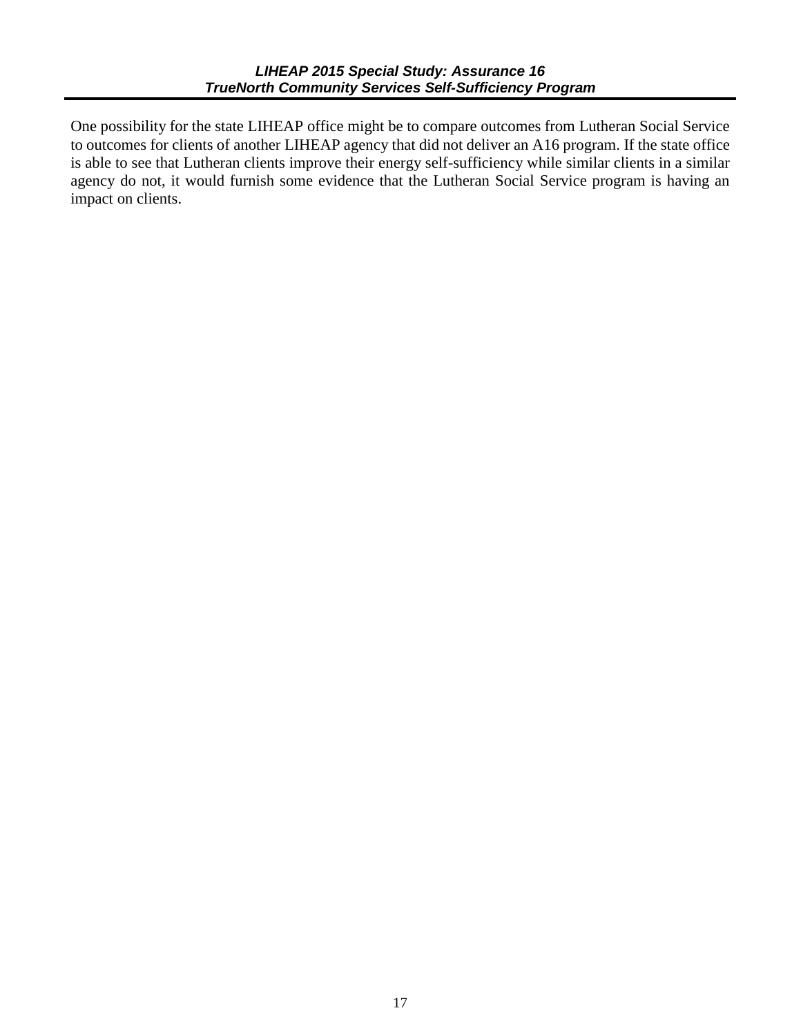One possibility for the state LIHEAP office might be to compare outcomes from Lutheran Social Service to outcomes for clients of another LIHEAP agency that did not deliver an A16 program. If the state office is able to see that Lutheran clients improve their energy self-sufficiency while similar clients in a similar agency do not, it would furnish some evidence that the Lutheran Social Service program is having an impact on clients.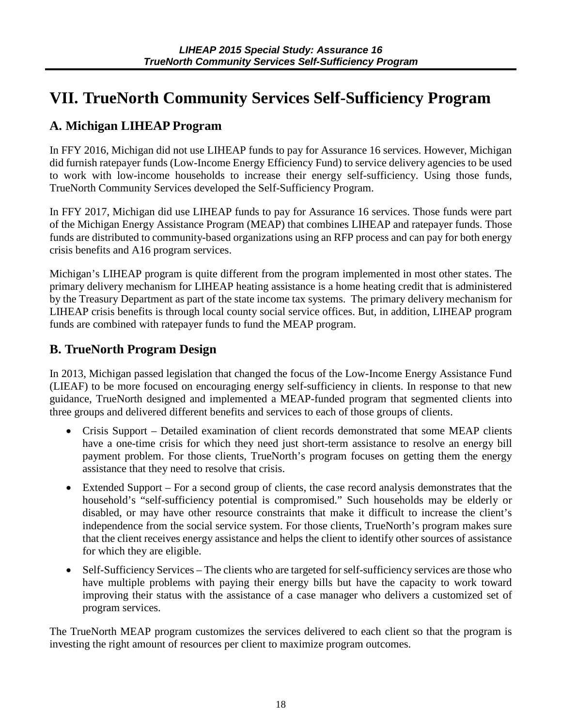# VII. TrueNorth Community Services Self-Sufficiency Program

## A. Michigan LIHEAP Program

In FFY 2016, Michigan did not use LIHEAP funds to pay for Assurance 16 services. However, Michigan did furnish ratepayer funds (Low-Income Energy Efficiency Fund) to service delivery agencies to be used to work with low-income households to increase their energy self-sufficiency. Using those funds, TrueNorth Community Services developed the Self-Sufficiency Program.

In FFY 2017, Michigan did use LIHEAP funds to pay for Assurance 16 services. Those funds were part of the Michigan Energy Assistance Program (MEAP) that combines LIHEAP and ratepayer funds. Those funds are distributed to community-based organizations using an RFP process and can pay for both energy crisis benefits and A16 program services.

Michigan's LIHEAP program is quite different from the program implemented in most other states. The primary delivery mechanism for LIHEAP heating assistance is a home heating credit that is administered by the Treasury Department as part of the state income tax systems. The primary delivery mechanism for LIHEAP crisis benefits is through local county social service offices. But, in addition, LIHEAP program funds are combined with ratepayer funds to fund the MEAP program.

## B. TrueNorth Program Design

In 2013, Michigan passed legislation that changed the focus of the Low-Income Energy Assistance Fund (LIEAF) to be more focused on encouraging energy self-sufficiency in clients. In response to that new guidance, TrueNorth designed and implemented a MEAP-funded program that segmented clients into three groups and delivered different benefits and services to each of those groups of clients.

- Crisis Support – Detailed examination of client records demonstrated that some MEAP clients have a one-time crisis for which they need just short-term assistance to resolve an energy bill payment problem. For those clients, TrueNorth's program focuses on getting them the energy assistance that they need to resolve that crisis.
- Extended Support – For a second group of clients, the case record analysis demonstrates that the household's "self-sufficiency potential is compromised." Such households may be elderly or disabled, or may have other resource constraints that make it difficult to increase the client's independence from the social service system. For those clients, TrueNorth's program makes sure that the client receives energy assistance and helps the client to identify other sources of assistance for which they are eligible.
- Self-Sufficiency Services – The clients who are targeted for self-sufficiency services are those who have multiple problems with paying their energy bills but have the capacity to work toward improving their status with the assistance of a case manager who delivers a customized set of program services.

The TrueNorth MEAP program customizes the services delivered to each client so that the program is investing the right amount of resources per client to maximize program outcomes.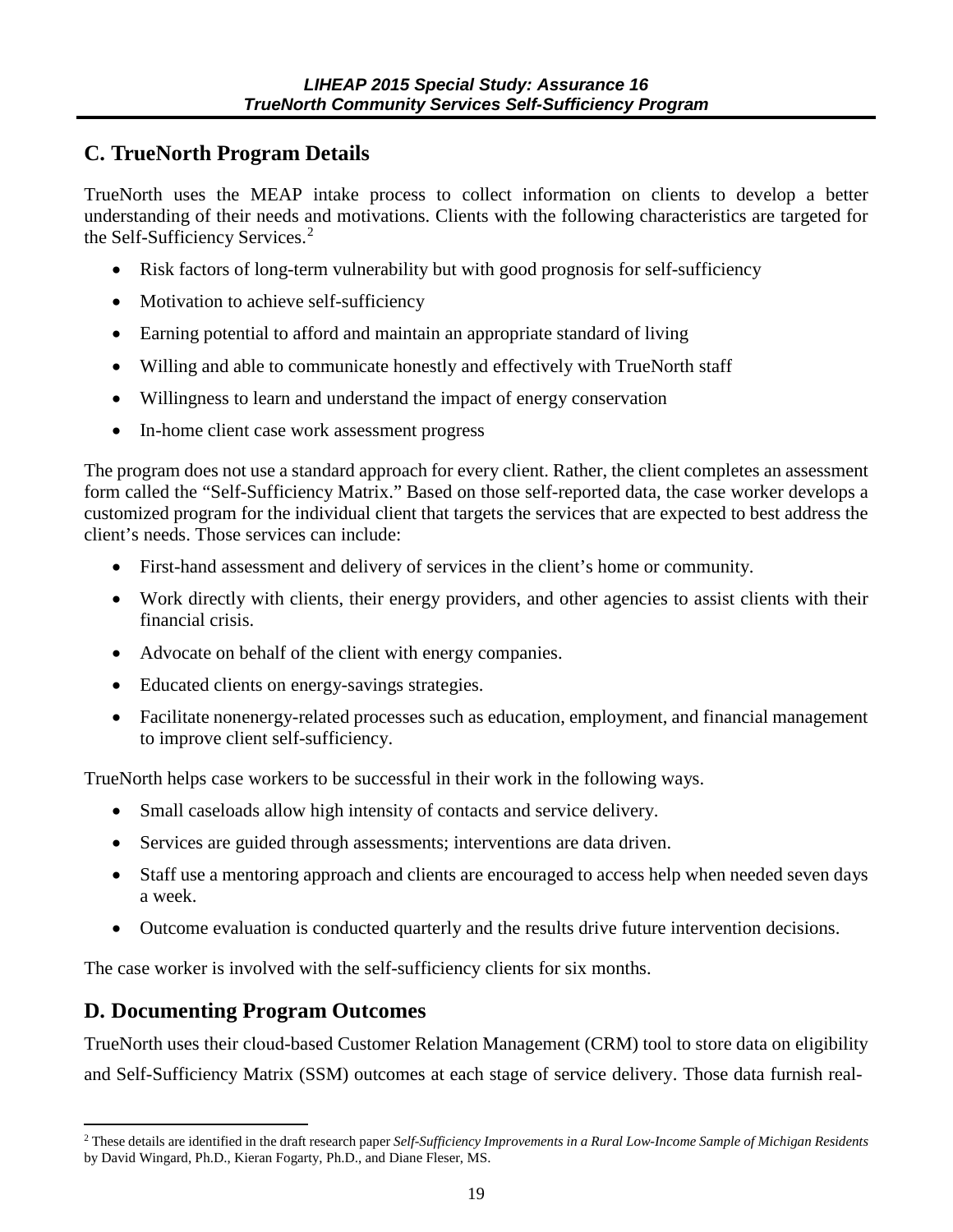## C. TrueNorth Program Details

TrueNorth uses the MEAP intake process to collect information on clients to develop a better understanding of their needs and motivations. Clients with the following characteristics are targeted for the Self-Sufficiency Services.[2]

- Risk factors of long-term vulnerability but with good prognosis for self-sufficiency
- Motivation to achieve self-sufficiency
- Earning potential to afford and maintain an appropriate standard of living
- Willing and able to communicate honestly and effectively with TrueNorth staff
- Willingness to learn and understand the impact of energy conservation
- In-home client case work assessment progress

The program does not use a standard approach for every client. Rather, the client completes an assessment form called the "Self-Sufficiency Matrix." Based on those self-reported data, the case worker develops a customized program for the individual client that targets the services that are expected to best address the client's needs. Those services can include:

- First-hand assessment and delivery of services in the client's home or community.
- Work directly with clients, their energy providers, and other agencies to assist clients with their financial crisis.
- Advocate on behalf of the client with energy companies.
- Educated clients on energy-savings strategies.
- Facilitate nonenergy-related processes such as education, employment, and financial management to improve client self-sufficiency.

TrueNorth helps case workers to be successful in their work in the following ways.

- Small caseloads allow high intensity of contacts and service delivery.
- Services are guided through assessments; interventions are data driven.
- Staff use a mentoring approach and clients are encouraged to access help when needed seven days a week.
- Outcome evaluation is conducted quarterly and the results drive future intervention decisions.

The case worker is involved with the self-sufficiency clients for six months.

## D. Documenting Program Outcomes

TrueNorth uses their cloud-based Customer Relation Management (CRM) tool to store data on eligibility and Self-Sufficiency Matrix (SSM) outcomes at each stage of service delivery. Those data furnish real-

[2] These details are identified in the draft research paper *Self-Sufficiency Improvements in a Rural Low-Income Sample of Michigan Residents* by David Wingard, Ph.D., Kieran Fogarty, Ph.D., and Diane Fleser, MS.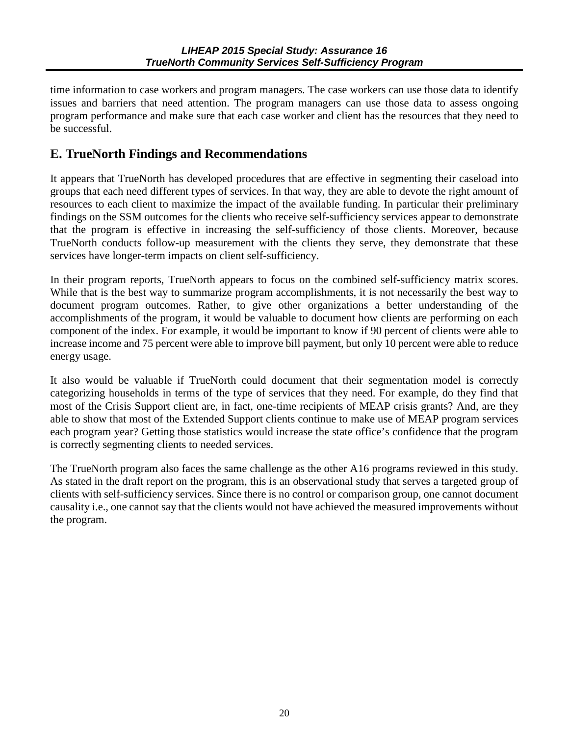time information to case workers and program managers. The case workers can use those data to identify issues and barriers that need attention. The program managers can use those data to assess ongoing program performance and make sure that each case worker and client has the resources that they need to be successful.

## E. TrueNorth Findings and Recommendations

It appears that TrueNorth has developed procedures that are effective in segmenting their caseload into groups that each need different types of services. In that way, they are able to devote the right amount of resources to each client to maximize the impact of the available funding. In particular their preliminary findings on the SSM outcomes for the clients who receive self-sufficiency services appear to demonstrate that the program is effective in increasing the self-sufficiency of those clients. Moreover, because TrueNorth conducts follow-up measurement with the clients they serve, they demonstrate that these services have longer-term impacts on client self-sufficiency.

In their program reports, TrueNorth appears to focus on the combined self-sufficiency matrix scores. While that is the best way to summarize program accomplishments, it is not necessarily the best way to document program outcomes. Rather, to give other organizations a better understanding of the accomplishments of the program, it would be valuable to document how clients are performing on each component of the index. For example, it would be important to know if 90 percent of clients were able to increase income and 75 percent were able to improve bill payment, but only 10 percent were able to reduce energy usage.

It also would be valuable if TrueNorth could document that their segmentation model is correctly categorizing households in terms of the type of services that they need. For example, do they find that most of the Crisis Support client are, in fact, one-time recipients of MEAP crisis grants? And, are they able to show that most of the Extended Support clients continue to make use of MEAP program services each program year? Getting those statistics would increase the state office's confidence that the program is correctly segmenting clients to needed services.

The TrueNorth program also faces the same challenge as the other A16 programs reviewed in this study. As stated in the draft report on the program, this is an observational study that serves a targeted group of clients with self-sufficiency services. Since there is no control or comparison group, one cannot document causality i.e., one cannot say that the clients would not have achieved the measured improvements without the program.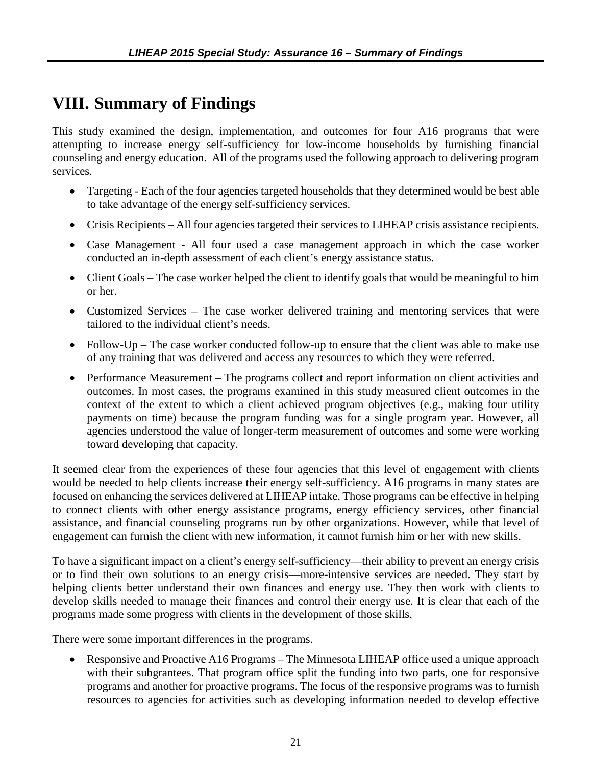# VIII. Summary of Findings

This study examined the design, implementation, and outcomes for four A16 programs that were attempting to increase energy self-sufficiency for low-income households by furnishing financial counseling and energy education. All of the programs used the following approach to delivering program services.

- Targeting - Each of the four agencies targeted households that they determined would be best able to take advantage of the energy self-sufficiency services.
- Crisis Recipients – All four agencies targeted their services to LIHEAP crisis assistance recipients.
- Case Management - All four used a case management approach in which the case worker conducted an in-depth assessment of each client's energy assistance status.
- Client Goals – The case worker helped the client to identify goals that would be meaningful to him or her.
- Customized Services – The case worker delivered training and mentoring services that were tailored to the individual client's needs.
- Follow-Up – The case worker conducted follow-up to ensure that the client was able to make use of any training that was delivered and access any resources to which they were referred.
- Performance Measurement – The programs collect and report information on client activities and outcomes. In most cases, the programs examined in this study measured client outcomes in the context of the extent to which a client achieved program objectives (e.g., making four utility payments on time) because the program funding was for a single program year. However, all agencies understood the value of longer-term measurement of outcomes and some were working toward developing that capacity.

It seemed clear from the experiences of these four agencies that this level of engagement with clients would be needed to help clients increase their energy self-sufficiency. A16 programs in many states are focused on enhancing the services delivered at LIHEAP intake. Those programs can be effective in helping to connect clients with other energy assistance programs, energy efficiency services, other financial assistance, and financial counseling programs run by other organizations. However, while that level of engagement can furnish the client with new information, it cannot furnish him or her with new skills.

To have a significant impact on a client's energy self-sufficiency—their ability to prevent an energy crisis or to find their own solutions to an energy crisis—more-intensive services are needed. They start by helping clients better understand their own finances and energy use. They then work with clients to develop skills needed to manage their finances and control their energy use. It is clear that each of the programs made some progress with clients in the development of those skills.

There were some important differences in the programs.

- Responsive and Proactive A16 Programs – The Minnesota LIHEAP office used a unique approach with their subgrantees. That program office split the funding into two parts, one for responsive programs and another for proactive programs. The focus of the responsive programs was to furnish resources to agencies for activities such as developing information needed to develop effective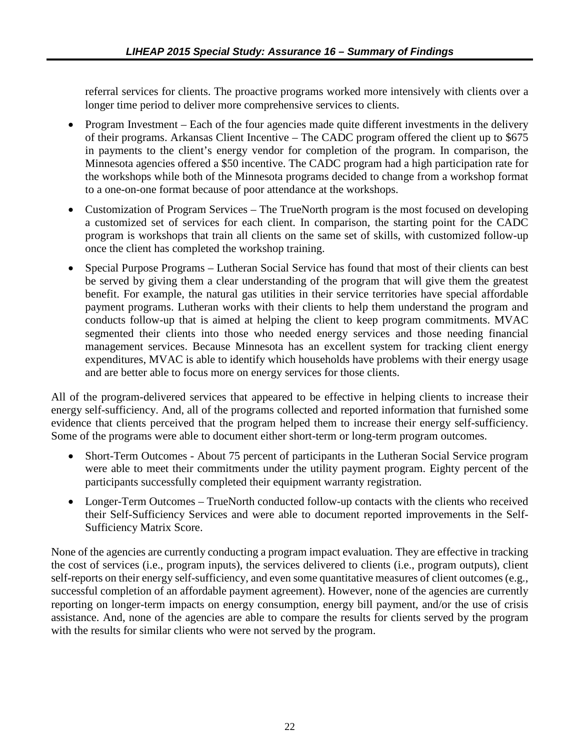referral services for clients. The proactive programs worked more intensively with clients over a longer time period to deliver more comprehensive services to clients.

- Program Investment – Each of the four agencies made quite different investments in the delivery of their programs. Arkansas Client Incentive – The CADC program offered the client up to $675 in payments to the client's energy vendor for completion of the program. In comparison, the Minnesota agencies offered a $50 incentive. The CADC program had a high participation rate for the workshops while both of the Minnesota programs decided to change from a workshop format to a one-on-one format because of poor attendance at the workshops.
- Customization of Program Services – The TrueNorth program is the most focused on developing a customized set of services for each client. In comparison, the starting point for the CADC program is workshops that train all clients on the same set of skills, with customized follow-up once the client has completed the workshop training.
- Special Purpose Programs – Lutheran Social Service has found that most of their clients can best be served by giving them a clear understanding of the program that will give them the greatest benefit. For example, the natural gas utilities in their service territories have special affordable payment programs. Lutheran works with their clients to help them understand the program and conducts follow-up that is aimed at helping the client to keep program commitments. MVAC segmented their clients into those who needed energy services and those needing financial management services. Because Minnesota has an excellent system for tracking client energy expenditures, MVAC is able to identify which households have problems with their energy usage and are better able to focus more on energy services for those clients.

All of the program-delivered services that appeared to be effective in helping clients to increase their energy self-sufficiency. And, all of the programs collected and reported information that furnished some evidence that clients perceived that the program helped them to increase their energy self-sufficiency. Some of the programs were able to document either short-term or long-term program outcomes.

- Short-Term Outcomes - About 75 percent of participants in the Lutheran Social Service program were able to meet their commitments under the utility payment program. Eighty percent of the participants successfully completed their equipment warranty registration.
- Longer-Term Outcomes – TrueNorth conducted follow-up contacts with the clients who received their Self-Sufficiency Services and were able to document reported improvements in the Self-Sufficiency Matrix Score.

None of the agencies are currently conducting a program impact evaluation. They are effective in tracking the cost of services (i.e., program inputs), the services delivered to clients (i.e., program outputs), client self-reports on their energy self-sufficiency, and even some quantitative measures of client outcomes (e.g., successful completion of an affordable payment agreement). However, none of the agencies are currently reporting on longer-term impacts on energy consumption, energy bill payment, and/or the use of crisis assistance. And, none of the agencies are able to compare the results for clients served by the program with the results for similar clients who were not served by the program.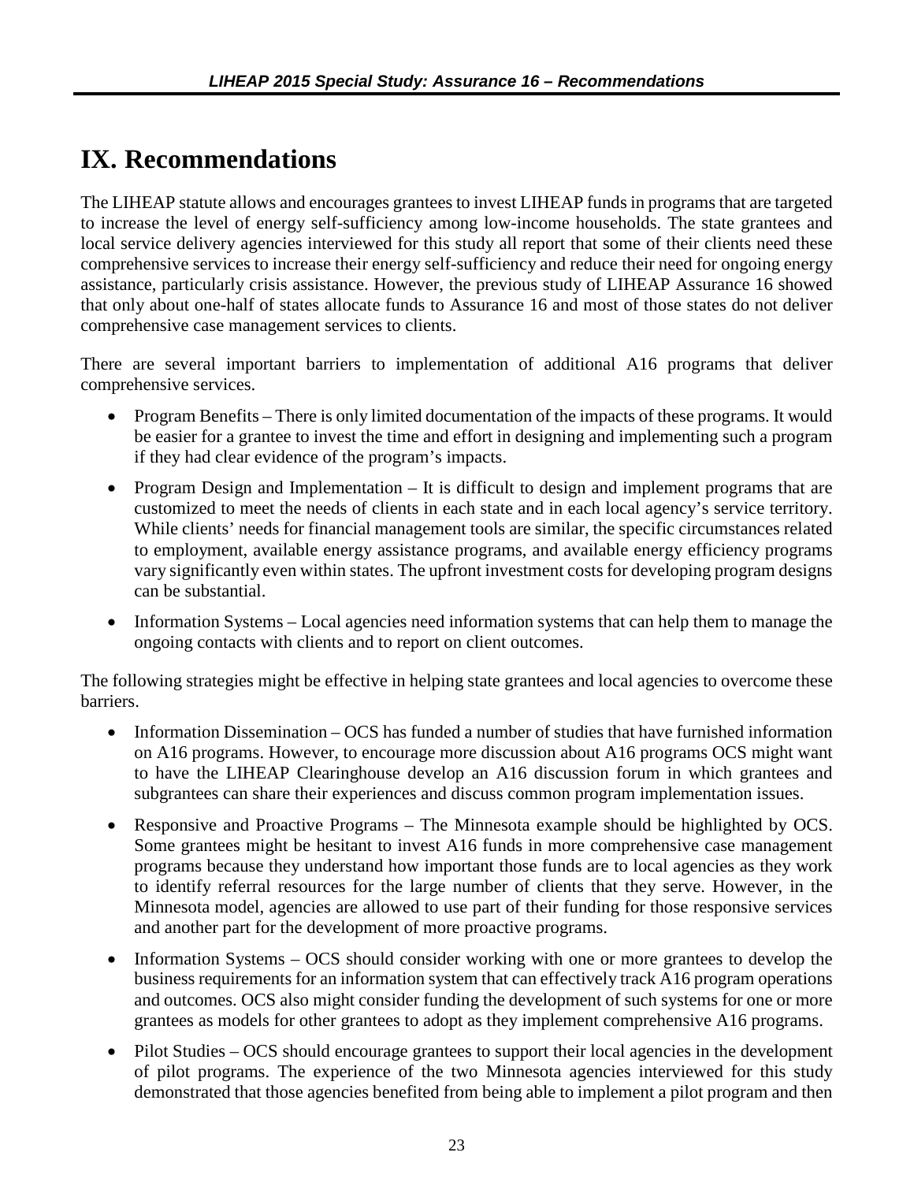# IX. Recommendations

The LIHEAP statute allows and encourages grantees to invest LIHEAP funds in programs that are targeted to increase the level of energy self-sufficiency among low-income households. The state grantees and local service delivery agencies interviewed for this study all report that some of their clients need these comprehensive services to increase their energy self-sufficiency and reduce their need for ongoing energy assistance, particularly crisis assistance. However, the previous study of LIHEAP Assurance 16 showed that only about one-half of states allocate funds to Assurance 16 and most of those states do not deliver comprehensive case management services to clients.

There are several important barriers to implementation of additional A16 programs that deliver comprehensive services.

- Program Benefits – There is only limited documentation of the impacts of these programs. It would be easier for a grantee to invest the time and effort in designing and implementing such a program if they had clear evidence of the program's impacts.
- Program Design and Implementation – It is difficult to design and implement programs that are customized to meet the needs of clients in each state and in each local agency's service territory. While clients' needs for financial management tools are similar, the specific circumstances related to employment, available energy assistance programs, and available energy efficiency programs vary significantly even within states. The upfront investment costs for developing program designs can be substantial.
- Information Systems – Local agencies need information systems that can help them to manage the ongoing contacts with clients and to report on client outcomes.

The following strategies might be effective in helping state grantees and local agencies to overcome these barriers.

- Information Dissemination – OCS has funded a number of studies that have furnished information on A16 programs. However, to encourage more discussion about A16 programs OCS might want to have the LIHEAP Clearinghouse develop an A16 discussion forum in which grantees and subgrantees can share their experiences and discuss common program implementation issues.
- Responsive and Proactive Programs – The Minnesota example should be highlighted by OCS. Some grantees might be hesitant to invest A16 funds in more comprehensive case management programs because they understand how important those funds are to local agencies as they work to identify referral resources for the large number of clients that they serve. However, in the Minnesota model, agencies are allowed to use part of their funding for those responsive services and another part for the development of more proactive programs.
- Information Systems – OCS should consider working with one or more grantees to develop the business requirements for an information system that can effectively track A16 program operations and outcomes. OCS also might consider funding the development of such systems for one or more grantees as models for other grantees to adopt as they implement comprehensive A16 programs.
- Pilot Studies – OCS should encourage grantees to support their local agencies in the development of pilot programs. The experience of the two Minnesota agencies interviewed for this study demonstrated that those agencies benefited from being able to implement a pilot program and then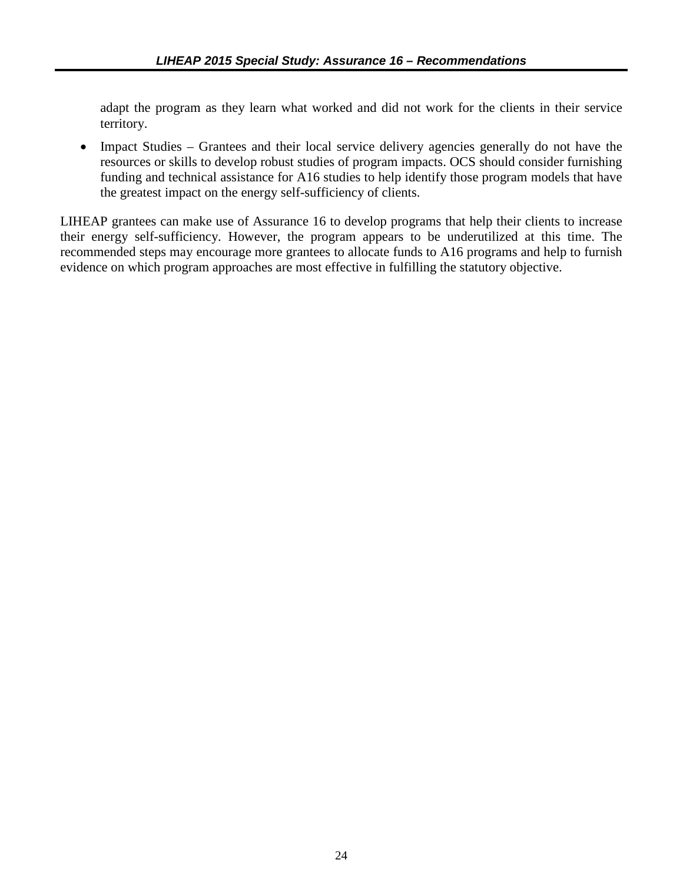adapt the program as they learn what worked and did not work for the clients in their service territory.

- Impact Studies – Grantees and their local service delivery agencies generally do not have the resources or skills to develop robust studies of program impacts. OCS should consider furnishing funding and technical assistance for A16 studies to help identify those program models that have the greatest impact on the energy self-sufficiency of clients.

LIHEAP grantees can make use of Assurance 16 to develop programs that help their clients to increase their energy self-sufficiency. However, the program appears to be underutilized at this time. The recommended steps may encourage more grantees to allocate funds to A16 programs and help to furnish evidence on which program approaches are most effective in fulfilling the statutory objective.